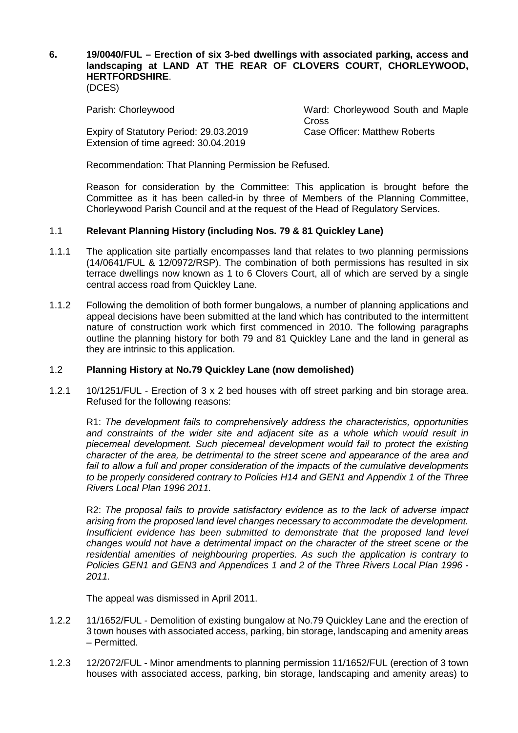## 6. 19/0040/FUL – Erection of six 3-bed dwellings with associated parking, access and landscaping at LAND AT THE REAR OF CLOVERS COURT, CHORLEYWOOD, HERTFORDSHIRE.

(DCES)

Parish: Chorleywood

Ward: Chorleywood South and Maple Cross

Expiry of Statutory Period: 29.03.2019

Case Officer: Matthew Roberts

Extension of time agreed: 30.04.2019

Recommendation: That Planning Permission be Refused.

Reason for consideration by the Committee: This application is brought before the Committee as it has been called-in by three of Members of the Planning Committee, Chorleywood Parish Council and at the request of the Head of Regulatory Services.

### 1.1 Relevant Planning History (including Nos. 79 & 81 Quickley Lane)

1.1.1 The application site partially encompasses land that relates to two planning permissions (14/0641/FUL & 12/0972/RSP). The combination of both permissions has resulted in six terrace dwellings now known as 1 to 6 Clovers Court, all of which are served by a single central access road from Quickley Lane.

1.1.2 Following the demolition of both former bungalows, a number of planning applications and appeal decisions have been submitted at the land which has contributed to the intermittent nature of construction work which first commenced in 2010. The following paragraphs outline the planning history for both 79 and 81 Quickley Lane and the land in general as they are intrinsic to this application.

### 1.2 Planning History at No.79 Quickley Lane (now demolished)

1.2.1 10/1251/FUL - Erection of 3 x 2 bed houses with off street parking and bin storage area. Refused for the following reasons:

R1: *The development fails to comprehensively address the characteristics, opportunities and constraints of the wider site and adjacent site as a whole which would result in piecemeal development. Such piecemeal development would fail to protect the existing character of the area, be detrimental to the street scene and appearance of the area and fail to allow a full and proper consideration of the impacts of the cumulative developments to be properly considered contrary to Policies H14 and GEN1 and Appendix 1 of the Three Rivers Local Plan 1996 2011.*

R2: *The proposal fails to provide satisfactory evidence as to the lack of adverse impact arising from the proposed land level changes necessary to accommodate the development. Insufficient evidence has been submitted to demonstrate that the proposed land level changes would not have a detrimental impact on the character of the street scene or the residential amenities of neighbouring properties. As such the application is contrary to Policies GEN1 and GEN3 and Appendices 1 and 2 of the Three Rivers Local Plan 1996 - 2011.*

The appeal was dismissed in April 2011.

1.2.2 11/1652/FUL - Demolition of existing bungalow at No.79 Quickley Lane and the erection of 3 town houses with associated access, parking, bin storage, landscaping and amenity areas – Permitted.

1.2.3 12/2072/FUL - Minor amendments to planning permission 11/1652/FUL (erection of 3 town houses with associated access, parking, bin storage, landscaping and amenity areas) to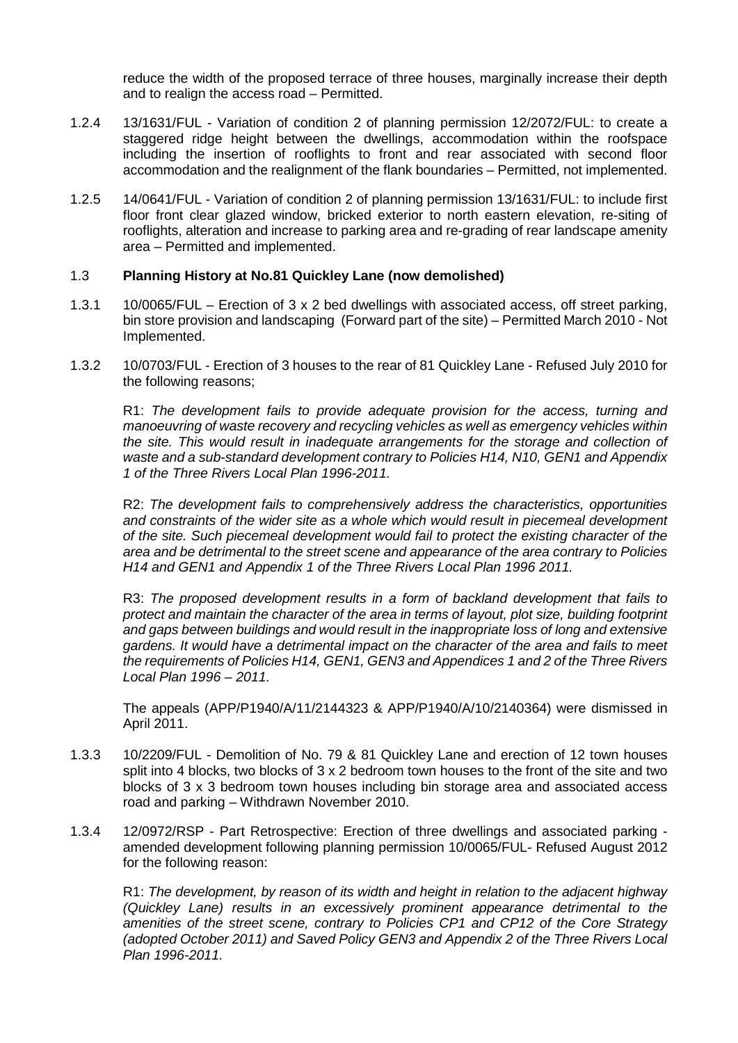reduce the width of the proposed terrace of three houses, marginally increase their depth and to realign the access road – Permitted.

1.2.4 13/1631/FUL - Variation of condition 2 of planning permission 12/2072/FUL: to create a staggered ridge height between the dwellings, accommodation within the roofspace including the insertion of rooflights to front and rear associated with second floor accommodation and the realignment of the flank boundaries – Permitted, not implemented.

1.2.5 14/0641/FUL - Variation of condition 2 of planning permission 13/1631/FUL: to include first floor front clear glazed window, bricked exterior to north eastern elevation, re-siting of rooflights, alteration and increase to parking area and re-grading of rear landscape amenity area – Permitted and implemented.

1.3 **Planning History at No.81 Quickley Lane (now demolished)**

1.3.1 10/0065/FUL – Erection of 3 x 2 bed dwellings with associated access, off street parking, bin store provision and landscaping (Forward part of the site) – Permitted March 2010 - Not Implemented.

1.3.2 10/0703/FUL - Erection of 3 houses to the rear of 81 Quickley Lane - Refused July 2010 for the following reasons;

R1: *The development fails to provide adequate provision for the access, turning and manoeuvring of waste recovery and recycling vehicles as well as emergency vehicles within the site. This would result in inadequate arrangements for the storage and collection of waste and a sub-standard development contrary to Policies H14, N10, GEN1 and Appendix 1 of the Three Rivers Local Plan 1996-2011.*

R2: *The development fails to comprehensively address the characteristics, opportunities and constraints of the wider site as a whole which would result in piecemeal development of the site. Such piecemeal development would fail to protect the existing character of the area and be detrimental to the street scene and appearance of the area contrary to Policies H14 and GEN1 and Appendix 1 of the Three Rivers Local Plan 1996 2011.*

R3: *The proposed development results in a form of backland development that fails to protect and maintain the character of the area in terms of layout, plot size, building footprint and gaps between buildings and would result in the inappropriate loss of long and extensive gardens. It would have a detrimental impact on the character of the area and fails to meet the requirements of Policies H14, GEN1, GEN3 and Appendices 1 and 2 of the Three Rivers Local Plan 1996 – 2011.*

The appeals (APP/P1940/A/11/2144323 & APP/P1940/A/10/2140364) were dismissed in April 2011.

1.3.3 10/2209/FUL - Demolition of No. 79 & 81 Quickley Lane and erection of 12 town houses split into 4 blocks, two blocks of 3 x 2 bedroom town houses to the front of the site and two blocks of 3 x 3 bedroom town houses including bin storage area and associated access road and parking – Withdrawn November 2010.

1.3.4 12/0972/RSP - Part Retrospective: Erection of three dwellings and associated parking - amended development following planning permission 10/0065/FUL- Refused August 2012 for the following reason:

R1: *The development, by reason of its width and height in relation to the adjacent highway (Quickley Lane) results in an excessively prominent appearance detrimental to the amenities of the street scene, contrary to Policies CP1 and CP12 of the Core Strategy (adopted October 2011) and Saved Policy GEN3 and Appendix 2 of the Three Rivers Local Plan 1996-2011.*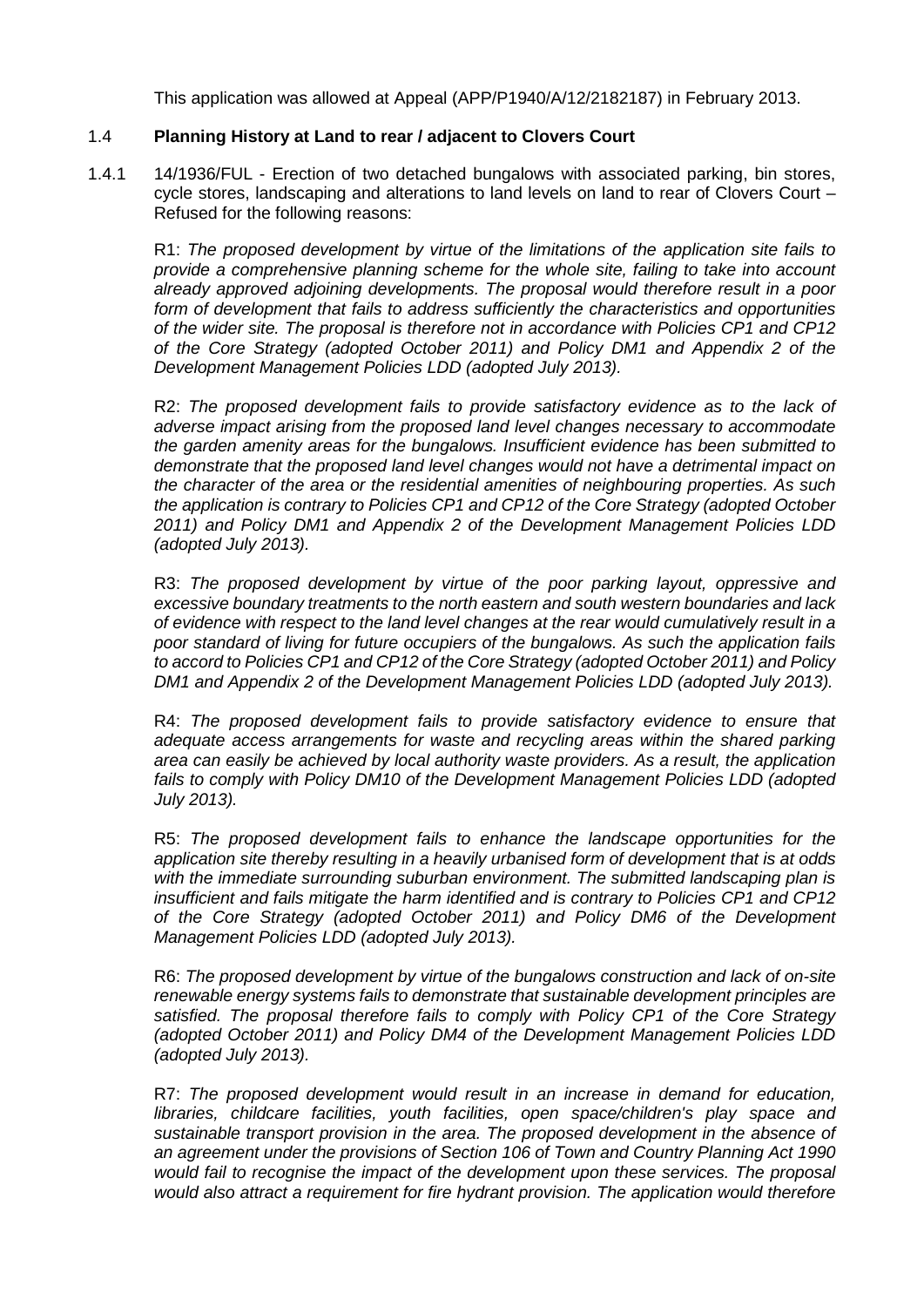This application was allowed at Appeal (APP/P1940/A/12/2182187) in February 2013.

## 1.4 **Planning History at Land to rear / adjacent to Clovers Court**

1.4.1 14/1936/FUL - Erection of two detached bungalows with associated parking, bin stores, cycle stores, landscaping and alterations to land levels on land to rear of Clovers Court – Refused for the following reasons:

R1: *The proposed development by virtue of the limitations of the application site fails to provide a comprehensive planning scheme for the whole site, failing to take into account already approved adjoining developments. The proposal would therefore result in a poor form of development that fails to address sufficiently the characteristics and opportunities of the wider site. The proposal is therefore not in accordance with Policies CP1 and CP12 of the Core Strategy (adopted October 2011) and Policy DM1 and Appendix 2 of the Development Management Policies LDD (adopted July 2013).*

R2: *The proposed development fails to provide satisfactory evidence as to the lack of adverse impact arising from the proposed land level changes necessary to accommodate the garden amenity areas for the bungalows. Insufficient evidence has been submitted to demonstrate that the proposed land level changes would not have a detrimental impact on the character of the area or the residential amenities of neighbouring properties. As such the application is contrary to Policies CP1 and CP12 of the Core Strategy (adopted October 2011) and Policy DM1 and Appendix 2 of the Development Management Policies LDD (adopted July 2013).*

R3: *The proposed development by virtue of the poor parking layout, oppressive and excessive boundary treatments to the north eastern and south western boundaries and lack of evidence with respect to the land level changes at the rear would cumulatively result in a poor standard of living for future occupiers of the bungalows. As such the application fails to accord to Policies CP1 and CP12 of the Core Strategy (adopted October 2011) and Policy DM1 and Appendix 2 of the Development Management Policies LDD (adopted July 2013).*

R4: *The proposed development fails to provide satisfactory evidence to ensure that adequate access arrangements for waste and recycling areas within the shared parking area can easily be achieved by local authority waste providers. As a result, the application fails to comply with Policy DM10 of the Development Management Policies LDD (adopted July 2013).*

R5: *The proposed development fails to enhance the landscape opportunities for the application site thereby resulting in a heavily urbanised form of development that is at odds with the immediate surrounding suburban environment. The submitted landscaping plan is insufficient and fails mitigate the harm identified and is contrary to Policies CP1 and CP12 of the Core Strategy (adopted October 2011) and Policy DM6 of the Development Management Policies LDD (adopted July 2013).*

R6: *The proposed development by virtue of the bungalows construction and lack of on-site renewable energy systems fails to demonstrate that sustainable development principles are satisfied. The proposal therefore fails to comply with Policy CP1 of the Core Strategy (adopted October 2011) and Policy DM4 of the Development Management Policies LDD (adopted July 2013).*

R7: *The proposed development would result in an increase in demand for education, libraries, childcare facilities, youth facilities, open space/children's play space and sustainable transport provision in the area. The proposed development in the absence of an agreement under the provisions of Section 106 of Town and Country Planning Act 1990 would fail to recognise the impact of the development upon these services. The proposal would also attract a requirement for fire hydrant provision. The application would therefore*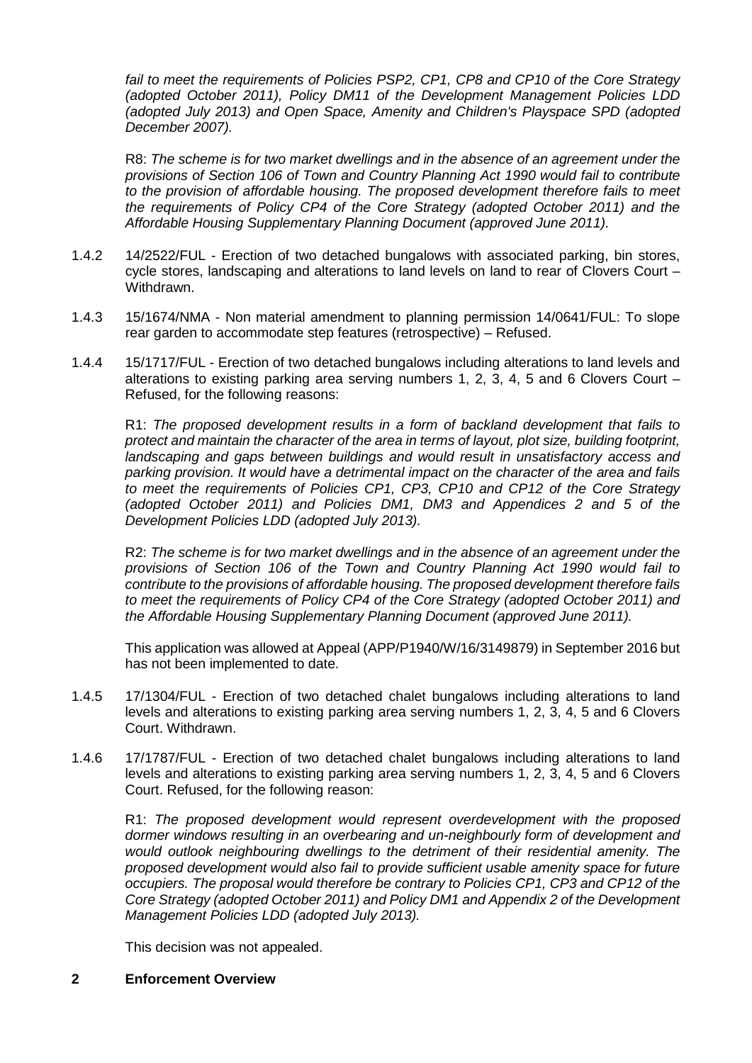*fail to meet the requirements of Policies PSP2, CP1, CP8 and CP10 of the Core Strategy (adopted October 2011), Policy DM11 of the Development Management Policies LDD (adopted July 2013) and Open Space, Amenity and Children's Playspace SPD (adopted December 2007).*

R8: *The scheme is for two market dwellings and in the absence of an agreement under the provisions of Section 106 of Town and Country Planning Act 1990 would fail to contribute to the provision of affordable housing. The proposed development therefore fails to meet the requirements of Policy CP4 of the Core Strategy (adopted October 2011) and the Affordable Housing Supplementary Planning Document (approved June 2011).*

1.4.2 14/2522/FUL - Erection of two detached bungalows with associated parking, bin stores, cycle stores, landscaping and alterations to land levels on land to rear of Clovers Court – Withdrawn.

1.4.3 15/1674/NMA - Non material amendment to planning permission 14/0641/FUL: To slope rear garden to accommodate step features (retrospective) – Refused.

1.4.4 15/1717/FUL - Erection of two detached bungalows including alterations to land levels and alterations to existing parking area serving numbers 1, 2, 3, 4, 5 and 6 Clovers Court – Refused, for the following reasons:

R1: *The proposed development results in a form of backland development that fails to protect and maintain the character of the area in terms of layout, plot size, building footprint, landscaping and gaps between buildings and would result in unsatisfactory access and parking provision. It would have a detrimental impact on the character of the area and fails to meet the requirements of Policies CP1, CP3, CP10 and CP12 of the Core Strategy (adopted October 2011) and Policies DM1, DM3 and Appendices 2 and 5 of the Development Policies LDD (adopted July 2013).*

R2: *The scheme is for two market dwellings and in the absence of an agreement under the provisions of Section 106 of the Town and Country Planning Act 1990 would fail to contribute to the provisions of affordable housing. The proposed development therefore fails to meet the requirements of Policy CP4 of the Core Strategy (adopted October 2011) and the Affordable Housing Supplementary Planning Document (approved June 2011).*

This application was allowed at Appeal (APP/P1940/W/16/3149879) in September 2016 but has not been implemented to date.

1.4.5 17/1304/FUL - Erection of two detached chalet bungalows including alterations to land levels and alterations to existing parking area serving numbers 1, 2, 3, 4, 5 and 6 Clovers Court. Withdrawn.

1.4.6 17/1787/FUL - Erection of two detached chalet bungalows including alterations to land levels and alterations to existing parking area serving numbers 1, 2, 3, 4, 5 and 6 Clovers Court. Refused, for the following reason:

R1: *The proposed development would represent overdevelopment with the proposed dormer windows resulting in an overbearing and un-neighbourly form of development and would outlook neighbouring dwellings to the detriment of their residential amenity. The proposed development would also fail to provide sufficient usable amenity space for future occupiers. The proposal would therefore be contrary to Policies CP1, CP3 and CP12 of the Core Strategy (adopted October 2011) and Policy DM1 and Appendix 2 of the Development Management Policies LDD (adopted July 2013).*

This decision was not appealed.

## 2 Enforcement Overview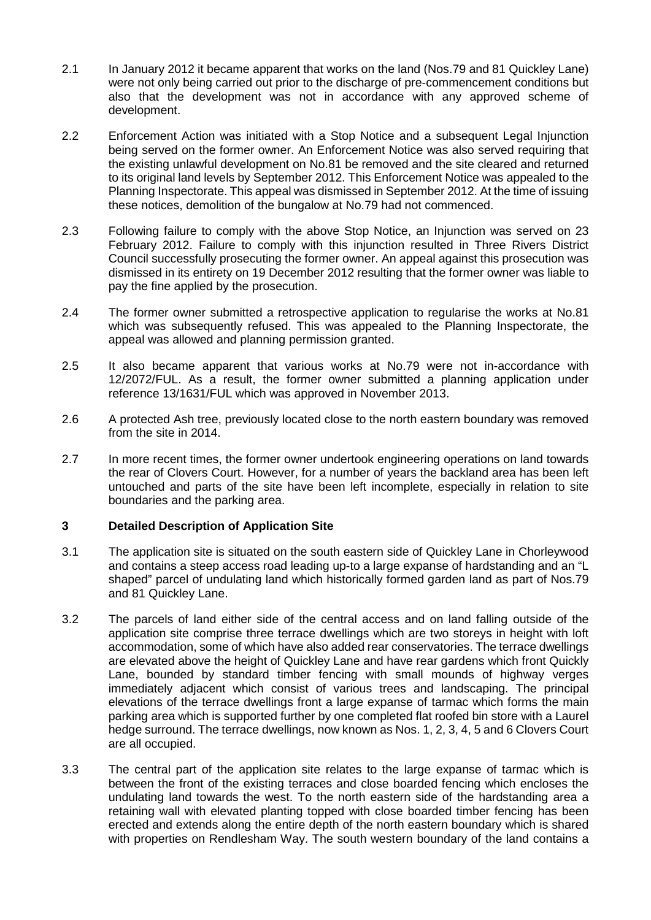2.1 In January 2012 it became apparent that works on the land (Nos.79 and 81 Quickley Lane) were not only being carried out prior to the discharge of pre-commencement conditions but also that the development was not in accordance with any approved scheme of development.

2.2 Enforcement Action was initiated with a Stop Notice and a subsequent Legal Injunction being served on the former owner. An Enforcement Notice was also served requiring that the existing unlawful development on No.81 be removed and the site cleared and returned to its original land levels by September 2012. This Enforcement Notice was appealed to the Planning Inspectorate. This appeal was dismissed in September 2012. At the time of issuing these notices, demolition of the bungalow at No.79 had not commenced.

2.3 Following failure to comply with the above Stop Notice, an Injunction was served on 23 February 2012. Failure to comply with this injunction resulted in Three Rivers District Council successfully prosecuting the former owner. An appeal against this prosecution was dismissed in its entirety on 19 December 2012 resulting that the former owner was liable to pay the fine applied by the prosecution.

2.4 The former owner submitted a retrospective application to regularise the works at No.81 which was subsequently refused. This was appealed to the Planning Inspectorate, the appeal was allowed and planning permission granted.

2.5 It also became apparent that various works at No.79 were not in-accordance with 12/2072/FUL. As a result, the former owner submitted a planning application under reference 13/1631/FUL which was approved in November 2013.

2.6 A protected Ash tree, previously located close to the north eastern boundary was removed from the site in 2014.

2.7 In more recent times, the former owner undertook engineering operations on land towards the rear of Clovers Court. However, for a number of years the backland area has been left untouched and parts of the site have been left incomplete, especially in relation to site boundaries and the parking area.

## 3 Detailed Description of Application Site

3.1 The application site is situated on the south eastern side of Quickley Lane in Chorleywood and contains a steep access road leading up-to a large expanse of hardstanding and an "L shaped" parcel of undulating land which historically formed garden land as part of Nos.79 and 81 Quickley Lane.

3.2 The parcels of land either side of the central access and on land falling outside of the application site comprise three terrace dwellings which are two storeys in height with loft accommodation, some of which have also added rear conservatories. The terrace dwellings are elevated above the height of Quickley Lane and have rear gardens which front Quickly Lane, bounded by standard timber fencing with small mounds of highway verges immediately adjacent which consist of various trees and landscaping. The principal elevations of the terrace dwellings front a large expanse of tarmac which forms the main parking area which is supported further by one completed flat roofed bin store with a Laurel hedge surround. The terrace dwellings, now known as Nos. 1, 2, 3, 4, 5 and 6 Clovers Court are all occupied.

3.3 The central part of the application site relates to the large expanse of tarmac which is between the front of the existing terraces and close boarded fencing which encloses the undulating land towards the west. To the north eastern side of the hardstanding area a retaining wall with elevated planting topped with close boarded timber fencing has been erected and extends along the entire depth of the north eastern boundary which is shared with properties on Rendlesham Way. The south western boundary of the land contains a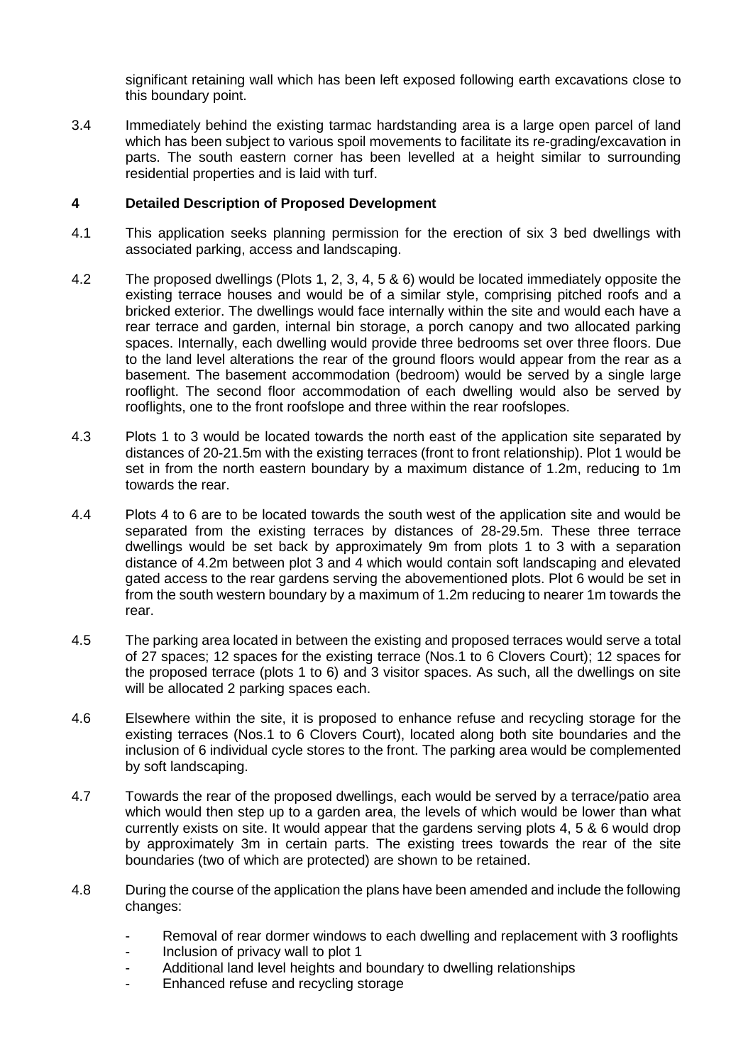significant retaining wall which has been left exposed following earth excavations close to this boundary point.

3.4 Immediately behind the existing tarmac hardstanding area is a large open parcel of land which has been subject to various spoil movements to facilitate its re-grading/excavation in parts. The south eastern corner has been levelled at a height similar to surrounding residential properties and is laid with turf.

## 4 Detailed Description of Proposed Development

4.1 This application seeks planning permission for the erection of six 3 bed dwellings with associated parking, access and landscaping.

4.2 The proposed dwellings (Plots 1, 2, 3, 4, 5 & 6) would be located immediately opposite the existing terrace houses and would be of a similar style, comprising pitched roofs and a bricked exterior. The dwellings would face internally within the site and would each have a rear terrace and garden, internal bin storage, a porch canopy and two allocated parking spaces. Internally, each dwelling would provide three bedrooms set over three floors. Due to the land level alterations the rear of the ground floors would appear from the rear as a basement. The basement accommodation (bedroom) would be served by a single large rooflight. The second floor accommodation of each dwelling would also be served by rooflights, one to the front roofslope and three within the rear roofslopes.

4.3 Plots 1 to 3 would be located towards the north east of the application site separated by distances of 20-21.5m with the existing terraces (front to front relationship). Plot 1 would be set in from the north eastern boundary by a maximum distance of 1.2m, reducing to 1m towards the rear.

4.4 Plots 4 to 6 are to be located towards the south west of the application site and would be separated from the existing terraces by distances of 28-29.5m. These three terrace dwellings would be set back by approximately 9m from plots 1 to 3 with a separation distance of 4.2m between plot 3 and 4 which would contain soft landscaping and elevated gated access to the rear gardens serving the abovementioned plots. Plot 6 would be set in from the south western boundary by a maximum of 1.2m reducing to nearer 1m towards the rear.

4.5 The parking area located in between the existing and proposed terraces would serve a total of 27 spaces; 12 spaces for the existing terrace (Nos.1 to 6 Clovers Court); 12 spaces for the proposed terrace (plots 1 to 6) and 3 visitor spaces. As such, all the dwellings on site will be allocated 2 parking spaces each.

4.6 Elsewhere within the site, it is proposed to enhance refuse and recycling storage for the existing terraces (Nos.1 to 6 Clovers Court), located along both site boundaries and the inclusion of 6 individual cycle stores to the front. The parking area would be complemented by soft landscaping.

4.7 Towards the rear of the proposed dwellings, each would be served by a terrace/patio area which would then step up to a garden area, the levels of which would be lower than what currently exists on site. It would appear that the gardens serving plots 4, 5 & 6 would drop by approximately 3m in certain parts. The existing trees towards the rear of the site boundaries (two of which are protected) are shown to be retained.

4.8 During the course of the application the plans have been amended and include the following changes:

- Removal of rear dormer windows to each dwelling and replacement with 3 rooflights
- Inclusion of privacy wall to plot 1
- Additional land level heights and boundary to dwelling relationships
- Enhanced refuse and recycling storage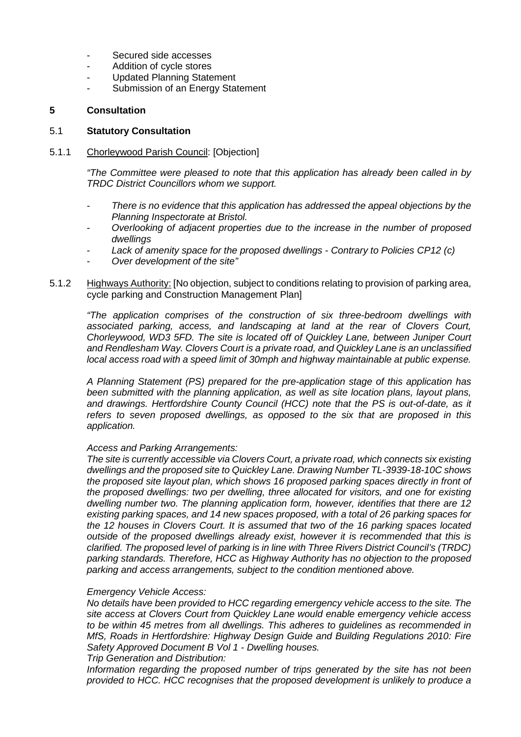- Secured side accesses
- Addition of cycle stores
- Updated Planning Statement
- Submission of an Energy Statement

## 5 Consultation

### 5.1 Statutory Consultation

5.1.1 Chorleywood Parish Council: [Objection]

*"The Committee were pleased to note that this application has already been called in by TRDC District Councillors whom we support.*

- *There is no evidence that this application has addressed the appeal objections by the Planning Inspectorate at Bristol.*
- *Overlooking of adjacent properties due to the increase in the number of proposed dwellings*
- *Lack of amenity space for the proposed dwellings - Contrary to Policies CP12 (c)*
- *Over development of the site"*

5.1.2 Highways Authority: [No objection, subject to conditions relating to provision of parking area, cycle parking and Construction Management Plan]

*"The application comprises of the construction of six three-bedroom dwellings with associated parking, access, and landscaping at land at the rear of Clovers Court, Chorleywood, WD3 5FD. The site is located off of Quickley Lane, between Juniper Court and Rendlesham Way. Clovers Court is a private road, and Quickley Lane is an unclassified local access road with a speed limit of 30mph and highway maintainable at public expense.*

*A Planning Statement (PS) prepared for the pre-application stage of this application has been submitted with the planning application, as well as site location plans, layout plans, and drawings. Hertfordshire County Council (HCC) note that the PS is out-of-date, as it refers to seven proposed dwellings, as opposed to the six that are proposed in this application.*

*Access and Parking Arrangements:*
*The site is currently accessible via Clovers Court, a private road, which connects six existing dwellings and the proposed site to Quickley Lane. Drawing Number TL-3939-18-10C shows the proposed site layout plan, which shows 16 proposed parking spaces directly in front of the proposed dwellings: two per dwelling, three allocated for visitors, and one for existing dwelling number two. The planning application form, however, identifies that there are 12 existing parking spaces, and 14 new spaces proposed, with a total of 26 parking spaces for the 12 houses in Clovers Court. It is assumed that two of the 16 parking spaces located outside of the proposed dwellings already exist, however it is recommended that this is clarified. The proposed level of parking is in line with Three Rivers District Council's (TRDC) parking standards. Therefore, HCC as Highway Authority has no objection to the proposed parking and access arrangements, subject to the condition mentioned above.*

*Emergency Vehicle Access:*
*No details have been provided to HCC regarding emergency vehicle access to the site. The site access at Clovers Court from Quickley Lane would enable emergency vehicle access to be within 45 metres from all dwellings. This adheres to guidelines as recommended in MfS, Roads in Hertfordshire: Highway Design Guide and Building Regulations 2010: Fire Safety Approved Document B Vol 1 - Dwelling houses.*
*Trip Generation and Distribution:*
*Information regarding the proposed number of trips generated by the site has not been provided to HCC. HCC recognises that the proposed development is unlikely to produce a*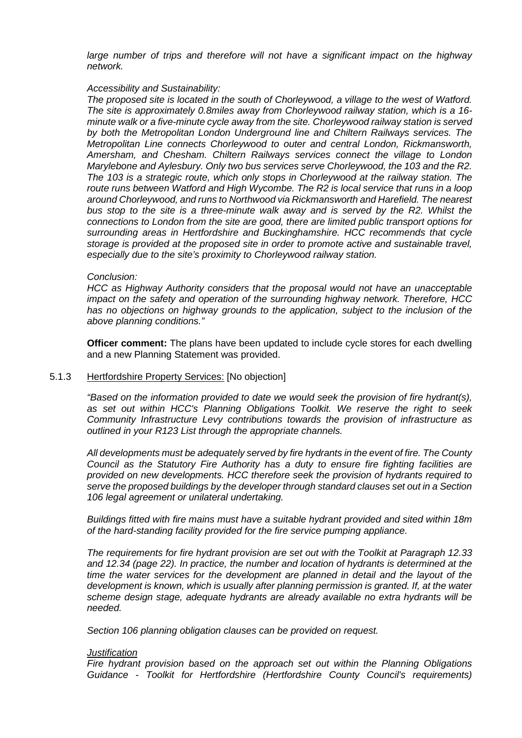*large number of trips and therefore will not have a significant impact on the highway network.*

*Accessibility and Sustainability:*

*The proposed site is located in the south of Chorleywood, a village to the west of Watford. The site is approximately 0.8miles away from Chorleywood railway station, which is a 16-minute walk or a five-minute cycle away from the site. Chorleywood railway station is served by both the Metropolitan London Underground line and Chiltern Railways services. The Metropolitan Line connects Chorleywood to outer and central London, Rickmansworth, Amersham, and Chesham. Chiltern Railways services connect the village to London Marylebone and Aylesbury. Only two bus services serve Chorleywood, the 103 and the R2. The 103 is a strategic route, which only stops in Chorleywood at the railway station. The route runs between Watford and High Wycombe. The R2 is local service that runs in a loop around Chorleywood, and runs to Northwood via Rickmansworth and Harefield. The nearest bus stop to the site is a three-minute walk away and is served by the R2. Whilst the connections to London from the site are good, there are limited public transport options for surrounding areas in Hertfordshire and Buckinghamshire. HCC recommends that cycle storage is provided at the proposed site in order to promote active and sustainable travel, especially due to the site's proximity to Chorleywood railway station.*

*Conclusion:*

*HCC as Highway Authority considers that the proposal would not have an unacceptable impact on the safety and operation of the surrounding highway network. Therefore, HCC has no objections on highway grounds to the application, subject to the inclusion of the above planning conditions."*

**Officer comment:** The plans have been updated to include cycle stores for each dwelling and a new Planning Statement was provided.

5.1.3 Hertfordshire Property Services: [No objection]

*"Based on the information provided to date we would seek the provision of fire hydrant(s), as set out within HCC's Planning Obligations Toolkit. We reserve the right to seek Community Infrastructure Levy contributions towards the provision of infrastructure as outlined in your R123 List through the appropriate channels.*

*All developments must be adequately served by fire hydrants in the event of fire. The County Council as the Statutory Fire Authority has a duty to ensure fire fighting facilities are provided on new developments. HCC therefore seek the provision of hydrants required to serve the proposed buildings by the developer through standard clauses set out in a Section 106 legal agreement or unilateral undertaking.*

*Buildings fitted with fire mains must have a suitable hydrant provided and sited within 18m of the hard-standing facility provided for the fire service pumping appliance.*

*The requirements for fire hydrant provision are set out with the Toolkit at Paragraph 12.33 and 12.34 (page 22). In practice, the number and location of hydrants is determined at the time the water services for the development are planned in detail and the layout of the development is known, which is usually after planning permission is granted. If, at the water scheme design stage, adequate hydrants are already available no extra hydrants will be needed.*

*Section 106 planning obligation clauses can be provided on request.*

*Justification*

*Fire hydrant provision based on the approach set out within the Planning Obligations Guidance - Toolkit for Hertfordshire (Hertfordshire County Council's requirements)*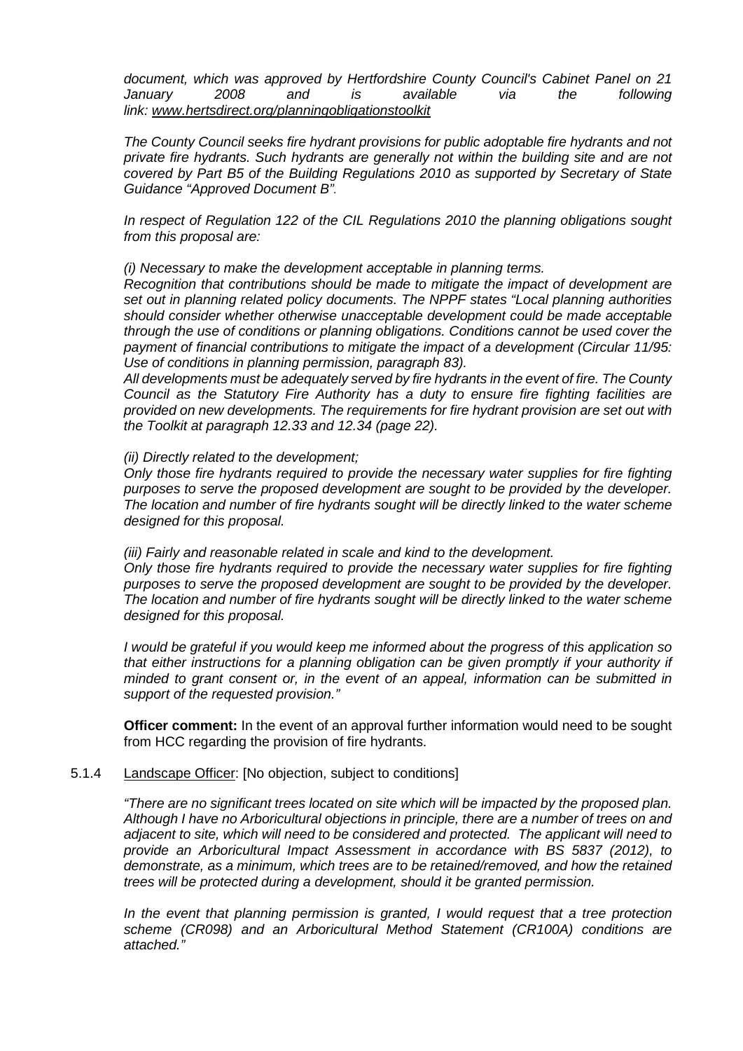*document, which was approved by Hertfordshire County Council's Cabinet Panel on 21 January 2008 and is available via the following link: www.hertsdirect.org/planningobligationstoolkit*

*The County Council seeks fire hydrant provisions for public adoptable fire hydrants and not private fire hydrants. Such hydrants are generally not within the building site and are not covered by Part B5 of the Building Regulations 2010 as supported by Secretary of State Guidance "Approved Document B".*

*In respect of Regulation 122 of the CIL Regulations 2010 the planning obligations sought from this proposal are:*

*(i) Necessary to make the development acceptable in planning terms.*
*Recognition that contributions should be made to mitigate the impact of development are set out in planning related policy documents. The NPPF states "Local planning authorities should consider whether otherwise unacceptable development could be made acceptable through the use of conditions or planning obligations. Conditions cannot be used cover the payment of financial contributions to mitigate the impact of a development (Circular 11/95: Use of conditions in planning permission, paragraph 83).*
*All developments must be adequately served by fire hydrants in the event of fire. The County Council as the Statutory Fire Authority has a duty to ensure fire fighting facilities are provided on new developments. The requirements for fire hydrant provision are set out with the Toolkit at paragraph 12.33 and 12.34 (page 22).*

*(ii) Directly related to the development;*
*Only those fire hydrants required to provide the necessary water supplies for fire fighting purposes to serve the proposed development are sought to be provided by the developer. The location and number of fire hydrants sought will be directly linked to the water scheme designed for this proposal.*

*(iii) Fairly and reasonable related in scale and kind to the development.*
*Only those fire hydrants required to provide the necessary water supplies for fire fighting purposes to serve the proposed development are sought to be provided by the developer. The location and number of fire hydrants sought will be directly linked to the water scheme designed for this proposal.*

*I would be grateful if you would keep me informed about the progress of this application so that either instructions for a planning obligation can be given promptly if your authority if minded to grant consent or, in the event of an appeal, information can be submitted in support of the requested provision."*

**Officer comment:** In the event of an approval further information would need to be sought from HCC regarding the provision of fire hydrants.

5.1.4 Landscape Officer: [No objection, subject to conditions]

*"There are no significant trees located on site which will be impacted by the proposed plan. Although I have no Arboricultural objections in principle, there are a number of trees on and adjacent to site, which will need to be considered and protected. The applicant will need to provide an Arboricultural Impact Assessment in accordance with BS 5837 (2012), to demonstrate, as a minimum, which trees are to be retained/removed, and how the retained trees will be protected during a development, should it be granted permission.*

*In the event that planning permission is granted, I would request that a tree protection scheme (CR098) and an Arboricultural Method Statement (CR100A) conditions are attached."*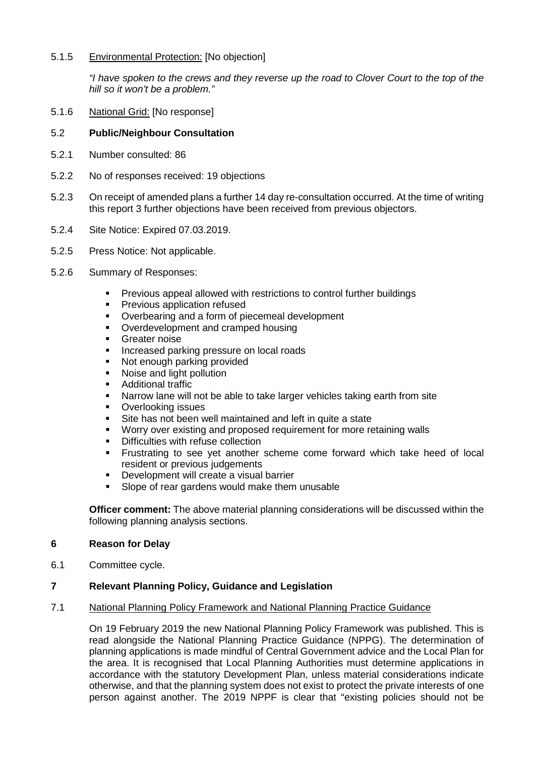5.1.5 Environmental Protection: [No objection]

*"I have spoken to the crews and they reverse up the road to Clover Court to the top of the hill so it won't be a problem."*

5.1.6 National Grid: [No response]

## 5.2 Public/Neighbour Consultation

5.2.1 Number consulted: 86

5.2.2 No of responses received: 19 objections

5.2.3 On receipt of amended plans a further 14 day re-consultation occurred. At the time of writing this report 3 further objections have been received from previous objectors.

5.2.4 Site Notice: Expired 07.03.2019.

5.2.5 Press Notice: Not applicable.

5.2.6 Summary of Responses:

- Previous appeal allowed with restrictions to control further buildings
- Previous application refused
- Overbearing and a form of piecemeal development
- Overdevelopment and cramped housing
- Greater noise
- Increased parking pressure on local roads
- Not enough parking provided
- Noise and light pollution
- Additional traffic
- Narrow lane will not be able to take larger vehicles taking earth from site
- Overlooking issues
- Site has not been well maintained and left in quite a state
- Worry over existing and proposed requirement for more retaining walls
- Difficulties with refuse collection
- Frustrating to see yet another scheme come forward which take heed of local resident or previous judgements
- Development will create a visual barrier
- Slope of rear gardens would make them unusable

**Officer comment:** The above material planning considerations will be discussed within the following planning analysis sections.

# 6 Reason for Delay

6.1 Committee cycle.

# 7 Relevant Planning Policy, Guidance and Legislation

7.1 National Planning Policy Framework and National Planning Practice Guidance

On 19 February 2019 the new National Planning Policy Framework was published. This is read alongside the National Planning Practice Guidance (NPPG). The determination of planning applications is made mindful of Central Government advice and the Local Plan for the area. It is recognised that Local Planning Authorities must determine applications in accordance with the statutory Development Plan, unless material considerations indicate otherwise, and that the planning system does not exist to protect the private interests of one person against another. The 2019 NPPF is clear that "existing policies should not be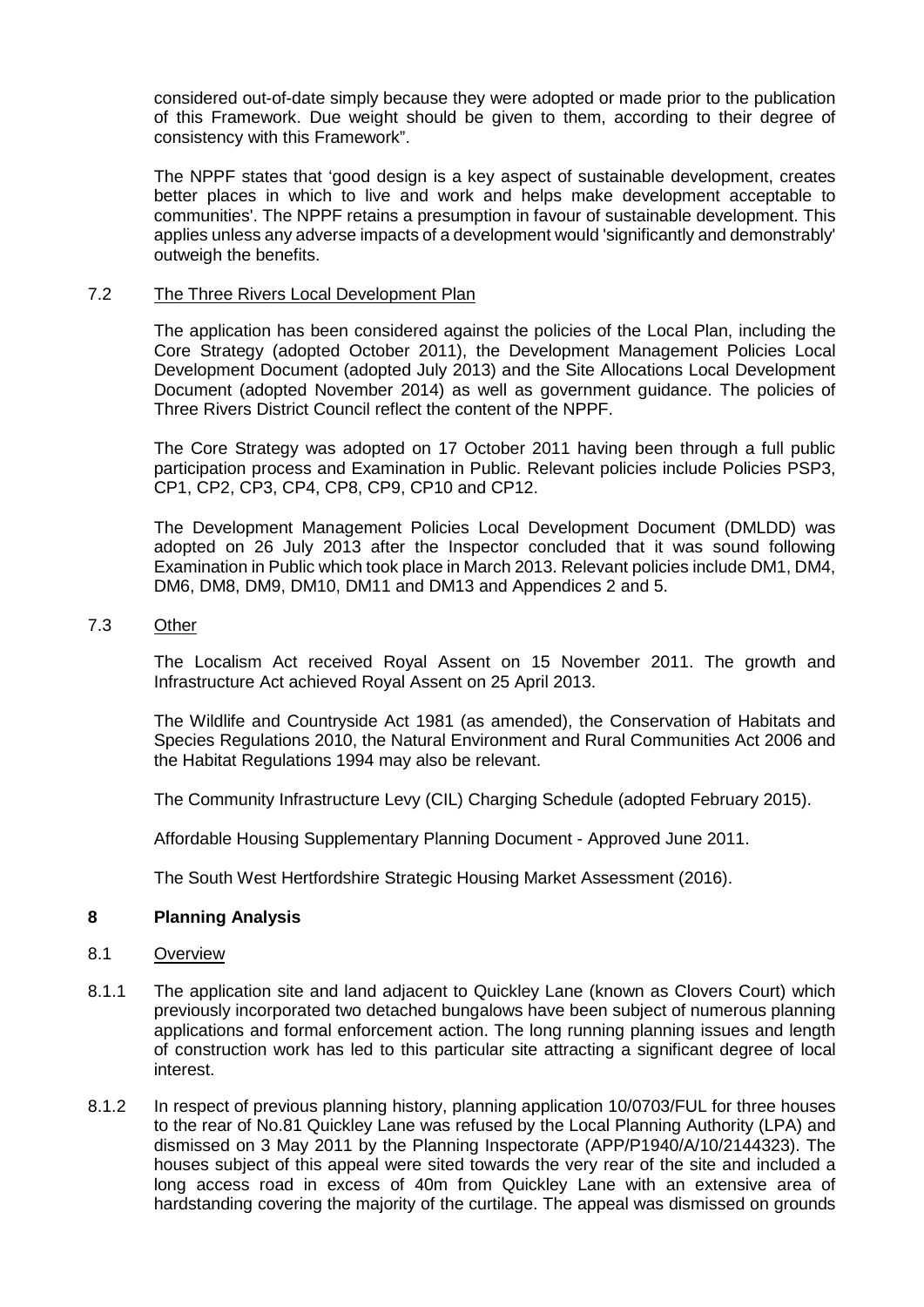considered out-of-date simply because they were adopted or made prior to the publication of this Framework. Due weight should be given to them, according to their degree of consistency with this Framework".

The NPPF states that 'good design is a key aspect of sustainable development, creates better places in which to live and work and helps make development acceptable to communities'. The NPPF retains a presumption in favour of sustainable development. This applies unless any adverse impacts of a development would 'significantly and demonstrably' outweigh the benefits.

7.2 The Three Rivers Local Development Plan

The application has been considered against the policies of the Local Plan, including the Core Strategy (adopted October 2011), the Development Management Policies Local Development Document (adopted July 2013) and the Site Allocations Local Development Document (adopted November 2014) as well as government guidance. The policies of Three Rivers District Council reflect the content of the NPPF.

The Core Strategy was adopted on 17 October 2011 having been through a full public participation process and Examination in Public. Relevant policies include Policies PSP3, CP1, CP2, CP3, CP4, CP8, CP9, CP10 and CP12.

The Development Management Policies Local Development Document (DMLDD) was adopted on 26 July 2013 after the Inspector concluded that it was sound following Examination in Public which took place in March 2013. Relevant policies include DM1, DM4, DM6, DM8, DM9, DM10, DM11 and DM13 and Appendices 2 and 5.

7.3 Other

The Localism Act received Royal Assent on 15 November 2011. The growth and Infrastructure Act achieved Royal Assent on 25 April 2013.

The Wildlife and Countryside Act 1981 (as amended), the Conservation of Habitats and Species Regulations 2010, the Natural Environment and Rural Communities Act 2006 and the Habitat Regulations 1994 may also be relevant.

The Community Infrastructure Levy (CIL) Charging Schedule (adopted February 2015).

Affordable Housing Supplementary Planning Document - Approved June 2011.

The South West Hertfordshire Strategic Housing Market Assessment (2016).

## 8 Planning Analysis

8.1 Overview

8.1.1 The application site and land adjacent to Quickley Lane (known as Clovers Court) which previously incorporated two detached bungalows have been subject of numerous planning applications and formal enforcement action. The long running planning issues and length of construction work has led to this particular site attracting a significant degree of local interest.

8.1.2 In respect of previous planning history, planning application 10/0703/FUL for three houses to the rear of No.81 Quickley Lane was refused by the Local Planning Authority (LPA) and dismissed on 3 May 2011 by the Planning Inspectorate (APP/P1940/A/10/2144323). The houses subject of this appeal were sited towards the very rear of the site and included a long access road in excess of 40m from Quickley Lane with an extensive area of hardstanding covering the majority of the curtilage. The appeal was dismissed on grounds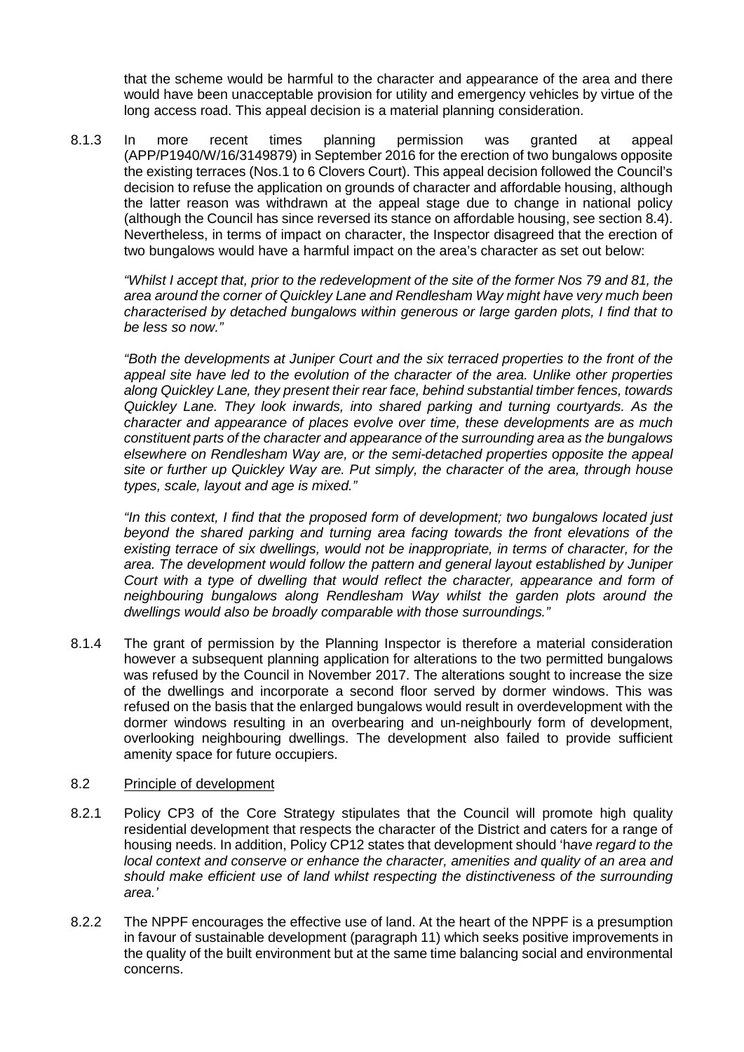that the scheme would be harmful to the character and appearance of the area and there would have been unacceptable provision for utility and emergency vehicles by virtue of the long access road. This appeal decision is a material planning consideration.

8.1.3 In more recent times planning permission was granted at appeal (APP/P1940/W/16/3149879) in September 2016 for the erection of two bungalows opposite the existing terraces (Nos.1 to 6 Clovers Court). This appeal decision followed the Council's decision to refuse the application on grounds of character and affordable housing, although the latter reason was withdrawn at the appeal stage due to change in national policy (although the Council has since reversed its stance on affordable housing, see section 8.4). Nevertheless, in terms of impact on character, the Inspector disagreed that the erection of two bungalows would have a harmful impact on the area's character as set out below:

*"Whilst I accept that, prior to the redevelopment of the site of the former Nos 79 and 81, the area around the corner of Quickley Lane and Rendlesham Way might have very much been characterised by detached bungalows within generous or large garden plots, I find that to be less so now."*

*"Both the developments at Juniper Court and the six terraced properties to the front of the appeal site have led to the evolution of the character of the area. Unlike other properties along Quickley Lane, they present their rear face, behind substantial timber fences, towards Quickley Lane. They look inwards, into shared parking and turning courtyards. As the character and appearance of places evolve over time, these developments are as much constituent parts of the character and appearance of the surrounding area as the bungalows elsewhere on Rendlesham Way are, or the semi-detached properties opposite the appeal site or further up Quickley Way are. Put simply, the character of the area, through house types, scale, layout and age is mixed."*

*"In this context, I find that the proposed form of development; two bungalows located just beyond the shared parking and turning area facing towards the front elevations of the existing terrace of six dwellings, would not be inappropriate, in terms of character, for the area. The development would follow the pattern and general layout established by Juniper Court with a type of dwelling that would reflect the character, appearance and form of neighbouring bungalows along Rendlesham Way whilst the garden plots around the dwellings would also be broadly comparable with those surroundings."*

8.1.4 The grant of permission by the Planning Inspector is therefore a material consideration however a subsequent planning application for alterations to the two permitted bungalows was refused by the Council in November 2017. The alterations sought to increase the size of the dwellings and incorporate a second floor served by dormer windows. This was refused on the basis that the enlarged bungalows would result in overdevelopment with the dormer windows resulting in an overbearing and un-neighbourly form of development, overlooking neighbouring dwellings. The development also failed to provide sufficient amenity space for future occupiers.

8.2 Principle of development

8.2.1 Policy CP3 of the Core Strategy stipulates that the Council will promote high quality residential development that respects the character of the District and caters for a range of housing needs. In addition, Policy CP12 states that development should '*have regard to the local context and conserve or enhance the character, amenities and quality of an area and should make efficient use of land whilst respecting the distinctiveness of the surrounding area.*'

8.2.2 The NPPF encourages the effective use of land. At the heart of the NPPF is a presumption in favour of sustainable development (paragraph 11) which seeks positive improvements in the quality of the built environment but at the same time balancing social and environmental concerns.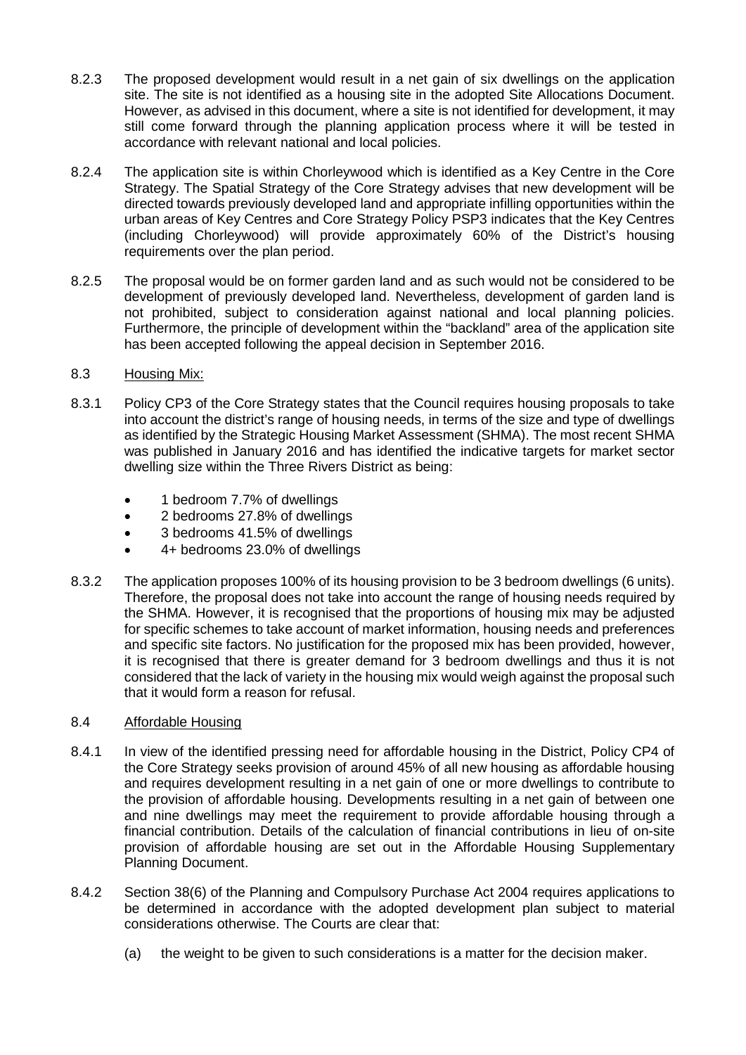8.2.3 The proposed development would result in a net gain of six dwellings on the application site. The site is not identified as a housing site in the adopted Site Allocations Document. However, as advised in this document, where a site is not identified for development, it may still come forward through the planning application process where it will be tested in accordance with relevant national and local policies.

8.2.4 The application site is within Chorleywood which is identified as a Key Centre in the Core Strategy. The Spatial Strategy of the Core Strategy advises that new development will be directed towards previously developed land and appropriate infilling opportunities within the urban areas of Key Centres and Core Strategy Policy PSP3 indicates that the Key Centres (including Chorleywood) will provide approximately 60% of the District's housing requirements over the plan period.

8.2.5 The proposal would be on former garden land and as such would not be considered to be development of previously developed land. Nevertheless, development of garden land is not prohibited, subject to consideration against national and local planning policies. Furthermore, the principle of development within the "backland" area of the application site has been accepted following the appeal decision in September 2016.

## 8.3 Housing Mix:

8.3.1 Policy CP3 of the Core Strategy states that the Council requires housing proposals to take into account the district's range of housing needs, in terms of the size and type of dwellings as identified by the Strategic Housing Market Assessment (SHMA). The most recent SHMA was published in January 2016 and has identified the indicative targets for market sector dwelling size within the Three Rivers District as being:

- 1 bedroom 7.7% of dwellings
- 2 bedrooms 27.8% of dwellings
- 3 bedrooms 41.5% of dwellings
- 4+ bedrooms 23.0% of dwellings

8.3.2 The application proposes 100% of its housing provision to be 3 bedroom dwellings (6 units). Therefore, the proposal does not take into account the range of housing needs required by the SHMA. However, it is recognised that the proportions of housing mix may be adjusted for specific schemes to take account of market information, housing needs and preferences and specific site factors. No justification for the proposed mix has been provided, however, it is recognised that there is greater demand for 3 bedroom dwellings and thus it is not considered that the lack of variety in the housing mix would weigh against the proposal such that it would form a reason for refusal.

## 8.4 Affordable Housing

8.4.1 In view of the identified pressing need for affordable housing in the District, Policy CP4 of the Core Strategy seeks provision of around 45% of all new housing as affordable housing and requires development resulting in a net gain of one or more dwellings to contribute to the provision of affordable housing. Developments resulting in a net gain of between one and nine dwellings may meet the requirement to provide affordable housing through a financial contribution. Details of the calculation of financial contributions in lieu of on-site provision of affordable housing are set out in the Affordable Housing Supplementary Planning Document.

8.4.2 Section 38(6) of the Planning and Compulsory Purchase Act 2004 requires applications to be determined in accordance with the adopted development plan subject to material considerations otherwise. The Courts are clear that:

(a) the weight to be given to such considerations is a matter for the decision maker.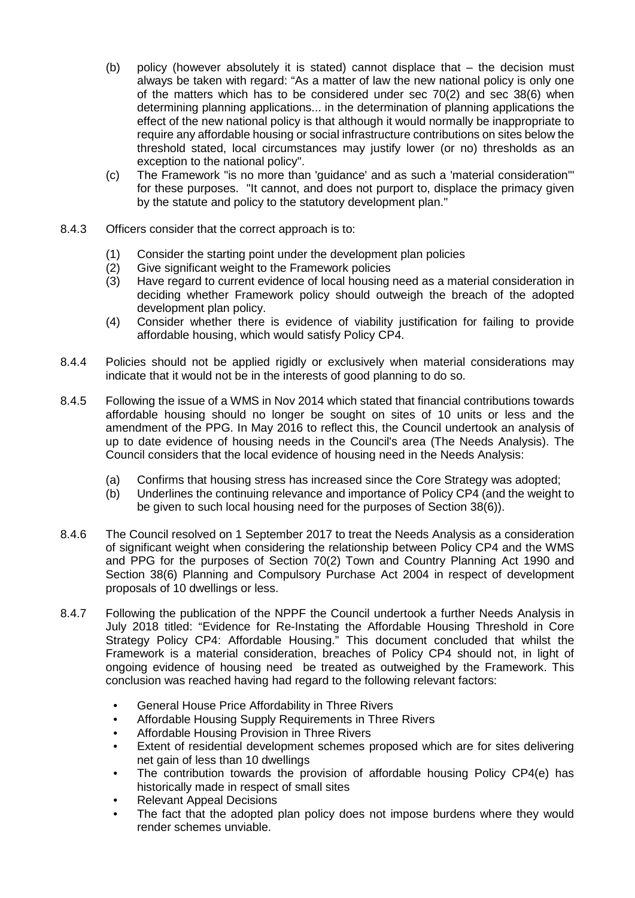(b) policy (however absolutely it is stated) cannot displace that – the decision must always be taken with regard: "As a matter of law the new national policy is only one of the matters which has to be considered under sec 70(2) and sec 38(6) when determining planning applications... in the determination of planning applications the effect of the new national policy is that although it would normally be inappropriate to require any affordable housing or social infrastructure contributions on sites below the threshold stated, local circumstances may justify lower (or no) thresholds as an exception to the national policy".

(c) The Framework "is no more than 'guidance' and as such a 'material consideration'" for these purposes. "It cannot, and does not purport to, displace the primacy given by the statute and policy to the statutory development plan."

8.4.3 Officers consider that the correct approach is to:

(1) Consider the starting point under the development plan policies
(2) Give significant weight to the Framework policies
(3) Have regard to current evidence of local housing need as a material consideration in deciding whether Framework policy should outweigh the breach of the adopted development plan policy.
(4) Consider whether there is evidence of viability justification for failing to provide affordable housing, which would satisfy Policy CP4.

8.4.4 Policies should not be applied rigidly or exclusively when material considerations may indicate that it would not be in the interests of good planning to do so.

8.4.5 Following the issue of a WMS in Nov 2014 which stated that financial contributions towards affordable housing should no longer be sought on sites of 10 units or less and the amendment of the PPG. In May 2016 to reflect this, the Council undertook an analysis of up to date evidence of housing needs in the Council's area (The Needs Analysis). The Council considers that the local evidence of housing need in the Needs Analysis:

(a) Confirms that housing stress has increased since the Core Strategy was adopted;
(b) Underlines the continuing relevance and importance of Policy CP4 (and the weight to be given to such local housing need for the purposes of Section 38(6)).

8.4.6 The Council resolved on 1 September 2017 to treat the Needs Analysis as a consideration of significant weight when considering the relationship between Policy CP4 and the WMS and PPG for the purposes of Section 70(2) Town and Country Planning Act 1990 and Section 38(6) Planning and Compulsory Purchase Act 2004 in respect of development proposals of 10 dwellings or less.

8.4.7 Following the publication of the NPPF the Council undertook a further Needs Analysis in July 2018 titled: "Evidence for Re-Instating the Affordable Housing Threshold in Core Strategy Policy CP4: Affordable Housing." This document concluded that whilst the Framework is a material consideration, breaches of Policy CP4 should not, in light of ongoing evidence of housing need be treated as outweighed by the Framework. This conclusion was reached having had regard to the following relevant factors:

- General House Price Affordability in Three Rivers
- Affordable Housing Supply Requirements in Three Rivers
- Affordable Housing Provision in Three Rivers
- Extent of residential development schemes proposed which are for sites delivering net gain of less than 10 dwellings
- The contribution towards the provision of affordable housing Policy CP4(e) has historically made in respect of small sites
- Relevant Appeal Decisions
- The fact that the adopted plan policy does not impose burdens where they would render schemes unviable.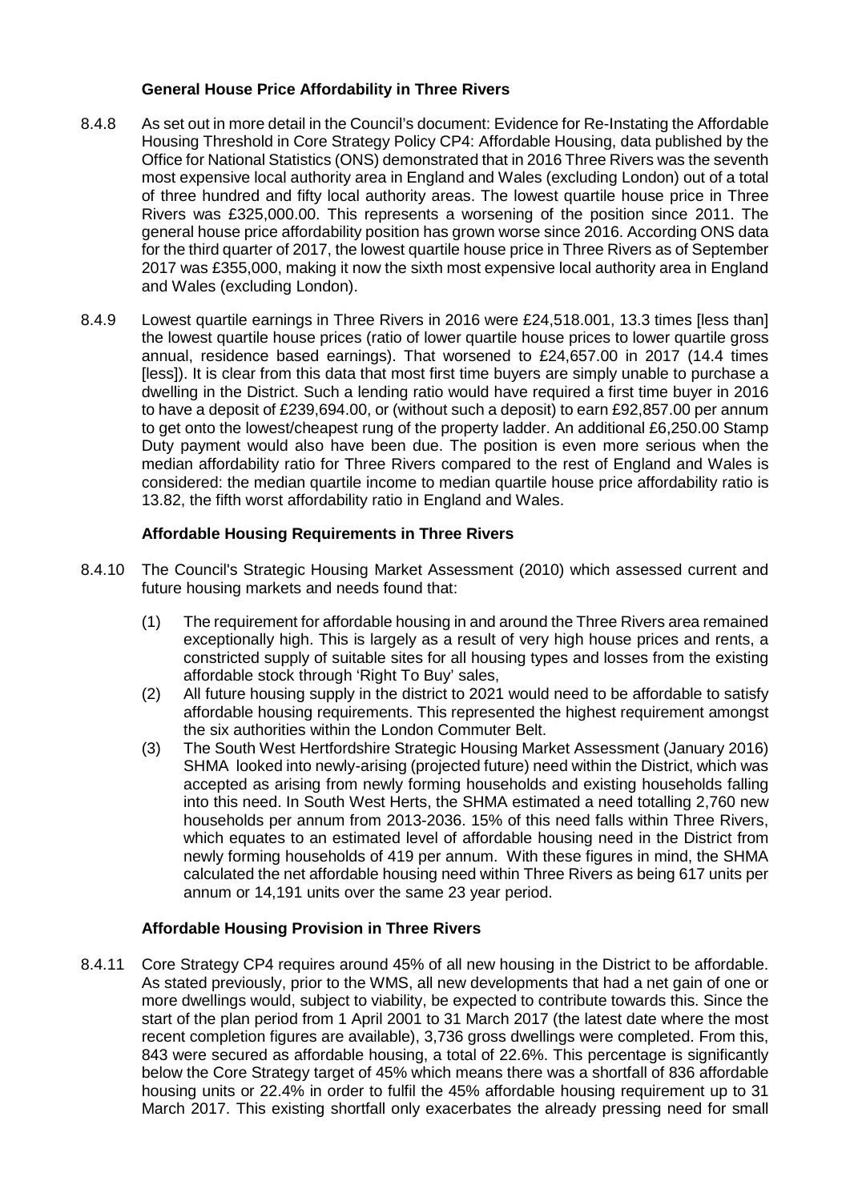### General House Price Affordability in Three Rivers

8.4.8 As set out in more detail in the Council's document: Evidence for Re-Instating the Affordable Housing Threshold in Core Strategy Policy CP4: Affordable Housing, data published by the Office for National Statistics (ONS) demonstrated that in 2016 Three Rivers was the seventh most expensive local authority area in England and Wales (excluding London) out of a total of three hundred and fifty local authority areas. The lowest quartile house price in Three Rivers was £325,000.00. This represents a worsening of the position since 2011. The general house price affordability position has grown worse since 2016. According ONS data for the third quarter of 2017, the lowest quartile house price in Three Rivers as of September 2017 was £355,000, making it now the sixth most expensive local authority area in England and Wales (excluding London).

8.4.9 Lowest quartile earnings in Three Rivers in 2016 were £24,518.001, 13.3 times [less than] the lowest quartile house prices (ratio of lower quartile house prices to lower quartile gross annual, residence based earnings). That worsened to £24,657.00 in 2017 (14.4 times [less]). It is clear from this data that most first time buyers are simply unable to purchase a dwelling in the District. Such a lending ratio would have required a first time buyer in 2016 to have a deposit of £239,694.00, or (without such a deposit) to earn £92,857.00 per annum to get onto the lowest/cheapest rung of the property ladder. An additional £6,250.00 Stamp Duty payment would also have been due. The position is even more serious when the median affordability ratio for Three Rivers compared to the rest of England and Wales is considered: the median quartile income to median quartile house price affordability ratio is 13.82, the fifth worst affordability ratio in England and Wales.

### Affordable Housing Requirements in Three Rivers

8.4.10 The Council's Strategic Housing Market Assessment (2010) which assessed current and future housing markets and needs found that:

(1) The requirement for affordable housing in and around the Three Rivers area remained exceptionally high. This is largely as a result of very high house prices and rents, a constricted supply of suitable sites for all housing types and losses from the existing affordable stock through 'Right To Buy' sales,

(2) All future housing supply in the district to 2021 would need to be affordable to satisfy affordable housing requirements. This represented the highest requirement amongst the six authorities within the London Commuter Belt.

(3) The South West Hertfordshire Strategic Housing Market Assessment (January 2016) SHMA looked into newly-arising (projected future) need within the District, which was accepted as arising from newly forming households and existing households falling into this need. In South West Herts, the SHMA estimated a need totalling 2,760 new households per annum from 2013-2036. 15% of this need falls within Three Rivers, which equates to an estimated level of affordable housing need in the District from newly forming households of 419 per annum. With these figures in mind, the SHMA calculated the net affordable housing need within Three Rivers as being 617 units per annum or 14,191 units over the same 23 year period.

### Affordable Housing Provision in Three Rivers

8.4.11 Core Strategy CP4 requires around 45% of all new housing in the District to be affordable. As stated previously, prior to the WMS, all new developments that had a net gain of one or more dwellings would, subject to viability, be expected to contribute towards this. Since the start of the plan period from 1 April 2001 to 31 March 2017 (the latest date where the most recent completion figures are available), 3,736 gross dwellings were completed. From this, 843 were secured as affordable housing, a total of 22.6%. This percentage is significantly below the Core Strategy target of 45% which means there was a shortfall of 836 affordable housing units or 22.4% in order to fulfil the 45% affordable housing requirement up to 31 March 2017. This existing shortfall only exacerbates the already pressing need for small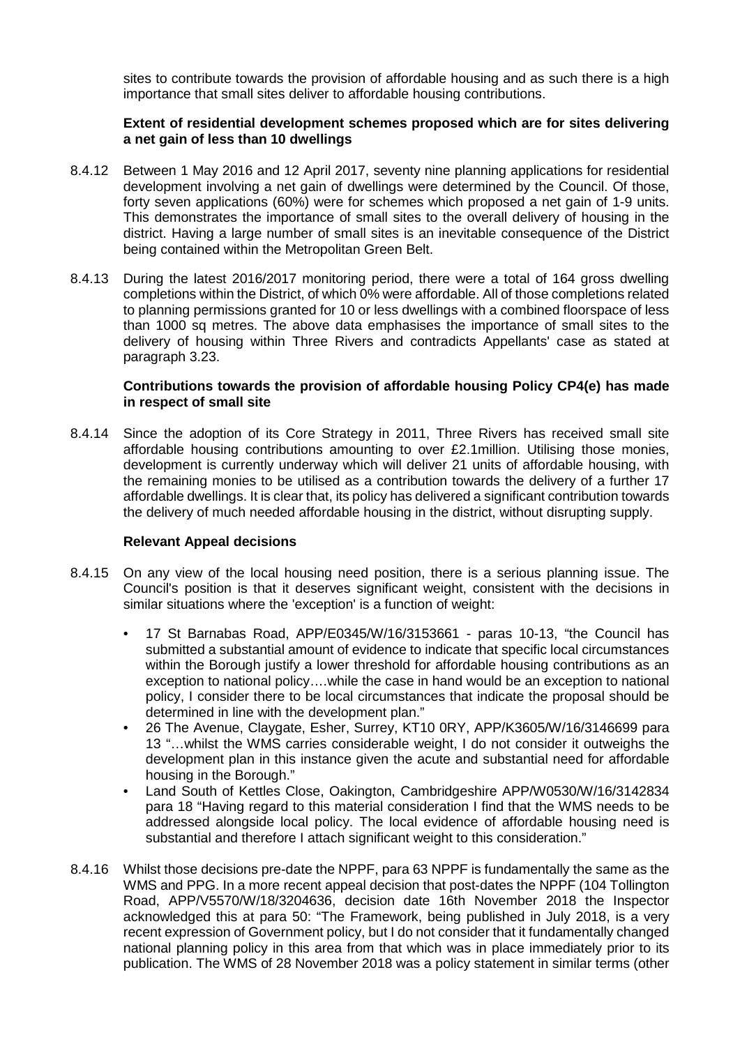sites to contribute towards the provision of affordable housing and as such there is a high importance that small sites deliver to affordable housing contributions.

**Extent of residential development schemes proposed which are for sites delivering a net gain of less than 10 dwellings**

8.4.12 Between 1 May 2016 and 12 April 2017, seventy nine planning applications for residential development involving a net gain of dwellings were determined by the Council. Of those, forty seven applications (60%) were for schemes which proposed a net gain of 1-9 units. This demonstrates the importance of small sites to the overall delivery of housing in the district. Having a large number of small sites is an inevitable consequence of the District being contained within the Metropolitan Green Belt.

8.4.13 During the latest 2016/2017 monitoring period, there were a total of 164 gross dwelling completions within the District, of which 0% were affordable. All of those completions related to planning permissions granted for 10 or less dwellings with a combined floorspace of less than 1000 sq metres. The above data emphasises the importance of small sites to the delivery of housing within Three Rivers and contradicts Appellants' case as stated at paragraph 3.23.

**Contributions towards the provision of affordable housing Policy CP4(e) has made in respect of small site**

8.4.14 Since the adoption of its Core Strategy in 2011, Three Rivers has received small site affordable housing contributions amounting to over £2.1million. Utilising those monies, development is currently underway which will deliver 21 units of affordable housing, with the remaining monies to be utilised as a contribution towards the delivery of a further 17 affordable dwellings. It is clear that, its policy has delivered a significant contribution towards the delivery of much needed affordable housing in the district, without disrupting supply.

**Relevant Appeal decisions**

8.4.15 On any view of the local housing need position, there is a serious planning issue. The Council's position is that it deserves significant weight, consistent with the decisions in similar situations where the 'exception' is a function of weight:

- 17 St Barnabas Road, APP/E0345/W/16/3153661 - paras 10-13, "the Council has submitted a substantial amount of evidence to indicate that specific local circumstances within the Borough justify a lower threshold for affordable housing contributions as an exception to national policy….while the case in hand would be an exception to national policy, I consider there to be local circumstances that indicate the proposal should be determined in line with the development plan."
- 26 The Avenue, Claygate, Esher, Surrey, KT10 0RY, APP/K3605/W/16/3146699 para 13 "…whilst the WMS carries considerable weight, I do not consider it outweighs the development plan in this instance given the acute and substantial need for affordable housing in the Borough."
- Land South of Kettles Close, Oakington, Cambridgeshire APP/W0530/W/16/3142834 para 18 "Having regard to this material consideration I find that the WMS needs to be addressed alongside local policy. The local evidence of affordable housing need is substantial and therefore I attach significant weight to this consideration."

8.4.16 Whilst those decisions pre-date the NPPF, para 63 NPPF is fundamentally the same as the WMS and PPG. In a more recent appeal decision that post-dates the NPPF (104 Tollington Road, APP/V5570/W/18/3204636, decision date 16th November 2018 the Inspector acknowledged this at para 50: "The Framework, being published in July 2018, is a very recent expression of Government policy, but I do not consider that it fundamentally changed national planning policy in this area from that which was in place immediately prior to its publication. The WMS of 28 November 2018 was a policy statement in similar terms (other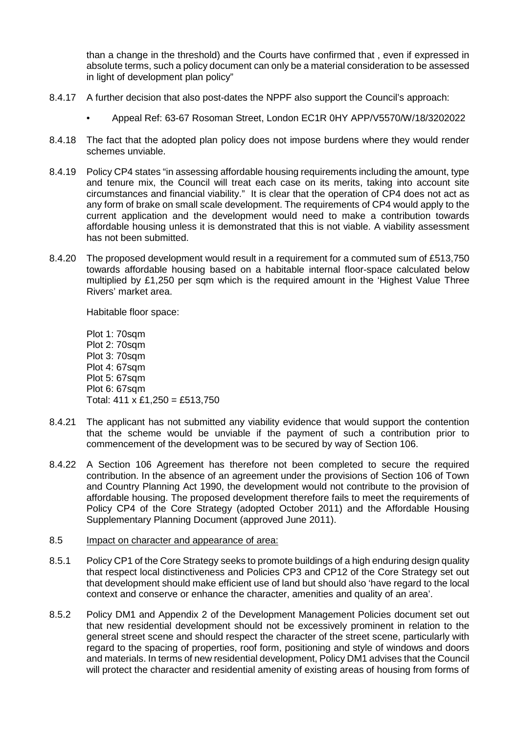than a change in the threshold) and the Courts have confirmed that , even if expressed in absolute terms, such a policy document can only be a material consideration to be assessed in light of development plan policy"

8.4.17 A further decision that also post-dates the NPPF also support the Council's approach:

- Appeal Ref: 63-67 Rosoman Street, London EC1R 0HY APP/V5570/W/18/3202022

8.4.18 The fact that the adopted plan policy does not impose burdens where they would render schemes unviable.

8.4.19 Policy CP4 states "in assessing affordable housing requirements including the amount, type and tenure mix, the Council will treat each case on its merits, taking into account site circumstances and financial viability." It is clear that the operation of CP4 does not act as any form of brake on small scale development. The requirements of CP4 would apply to the current application and the development would need to make a contribution towards affordable housing unless it is demonstrated that this is not viable. A viability assessment has not been submitted.

8.4.20 The proposed development would result in a requirement for a commuted sum of £513,750 towards affordable housing based on a habitable internal floor-space calculated below multiplied by £1,250 per sqm which is the required amount in the 'Highest Value Three Rivers' market area.

Habitable floor space:

Plot 1: 70sqm
Plot 2: 70sqm
Plot 3: 70sqm
Plot 4: 67sqm
Plot 5: 67sqm
Plot 6: 67sqm
Total: 411 x £1,250 = £513,750

8.4.21 The applicant has not submitted any viability evidence that would support the contention that the scheme would be unviable if the payment of such a contribution prior to commencement of the development was to be secured by way of Section 106.

8.4.22 A Section 106 Agreement has therefore not been completed to secure the required contribution. In the absence of an agreement under the provisions of Section 106 of Town and Country Planning Act 1990, the development would not contribute to the provision of affordable housing. The proposed development therefore fails to meet the requirements of Policy CP4 of the Core Strategy (adopted October 2011) and the Affordable Housing Supplementary Planning Document (approved June 2011).

8.5 <u>Impact on character and appearance of area:</u>

8.5.1 Policy CP1 of the Core Strategy seeks to promote buildings of a high enduring design quality that respect local distinctiveness and Policies CP3 and CP12 of the Core Strategy set out that development should make efficient use of land but should also 'have regard to the local context and conserve or enhance the character, amenities and quality of an area'.

8.5.2 Policy DM1 and Appendix 2 of the Development Management Policies document set out that new residential development should not be excessively prominent in relation to the general street scene and should respect the character of the street scene, particularly with regard to the spacing of properties, roof form, positioning and style of windows and doors and materials. In terms of new residential development, Policy DM1 advises that the Council will protect the character and residential amenity of existing areas of housing from forms of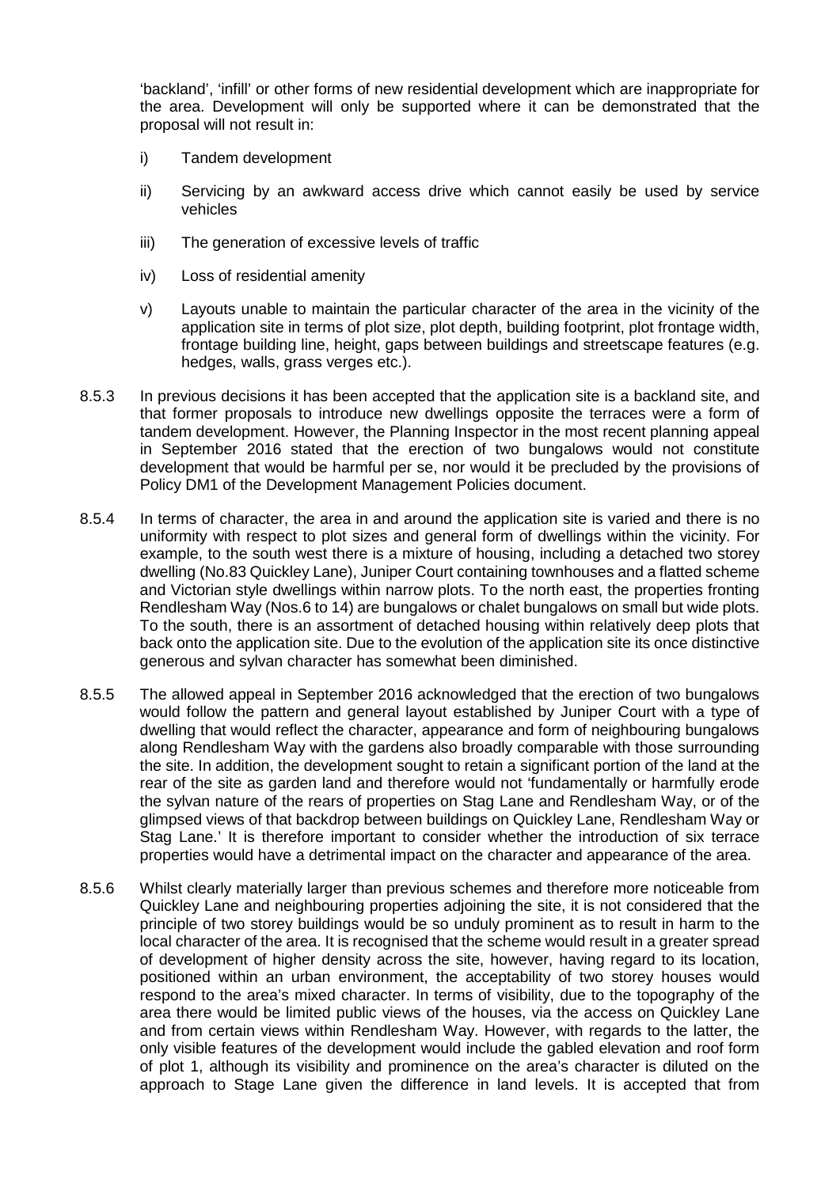'backland', 'infill' or other forms of new residential development which are inappropriate for the area. Development will only be supported where it can be demonstrated that the proposal will not result in:

i) Tandem development

ii) Servicing by an awkward access drive which cannot easily be used by service vehicles

iii) The generation of excessive levels of traffic

iv) Loss of residential amenity

v) Layouts unable to maintain the particular character of the area in the vicinity of the application site in terms of plot size, plot depth, building footprint, plot frontage width, frontage building line, height, gaps between buildings and streetscape features (e.g. hedges, walls, grass verges etc.).

8.5.3 In previous decisions it has been accepted that the application site is a backland site, and that former proposals to introduce new dwellings opposite the terraces were a form of tandem development. However, the Planning Inspector in the most recent planning appeal in September 2016 stated that the erection of two bungalows would not constitute development that would be harmful per se, nor would it be precluded by the provisions of Policy DM1 of the Development Management Policies document.

8.5.4 In terms of character, the area in and around the application site is varied and there is no uniformity with respect to plot sizes and general form of dwellings within the vicinity. For example, to the south west there is a mixture of housing, including a detached two storey dwelling (No.83 Quickley Lane), Juniper Court containing townhouses and a flatted scheme and Victorian style dwellings within narrow plots. To the north east, the properties fronting Rendlesham Way (Nos.6 to 14) are bungalows or chalet bungalows on small but wide plots. To the south, there is an assortment of detached housing within relatively deep plots that back onto the application site. Due to the evolution of the application site its once distinctive generous and sylvan character has somewhat been diminished.

8.5.5 The allowed appeal in September 2016 acknowledged that the erection of two bungalows would follow the pattern and general layout established by Juniper Court with a type of dwelling that would reflect the character, appearance and form of neighbouring bungalows along Rendlesham Way with the gardens also broadly comparable with those surrounding the site. In addition, the development sought to retain a significant portion of the land at the rear of the site as garden land and therefore would not 'fundamentally or harmfully erode the sylvan nature of the rears of properties on Stag Lane and Rendlesham Way, or of the glimpsed views of that backdrop between buildings on Quickley Lane, Rendlesham Way or Stag Lane.' It is therefore important to consider whether the introduction of six terrace properties would have a detrimental impact on the character and appearance of the area.

8.5.6 Whilst clearly materially larger than previous schemes and therefore more noticeable from Quickley Lane and neighbouring properties adjoining the site, it is not considered that the principle of two storey buildings would be so unduly prominent as to result in harm to the local character of the area. It is recognised that the scheme would result in a greater spread of development of higher density across the site, however, having regard to its location, positioned within an urban environment, the acceptability of two storey houses would respond to the area's mixed character. In terms of visibility, due to the topography of the area there would be limited public views of the houses, via the access on Quickley Lane and from certain views within Rendlesham Way. However, with regards to the latter, the only visible features of the development would include the gabled elevation and roof form of plot 1, although its visibility and prominence on the area's character is diluted on the approach to Stage Lane given the difference in land levels. It is accepted that from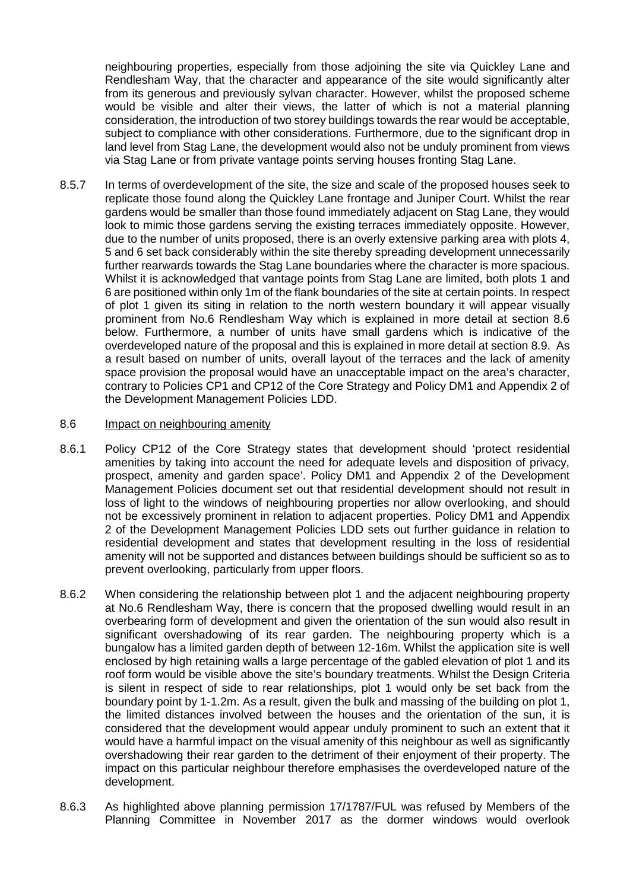neighbouring properties, especially from those adjoining the site via Quickley Lane and Rendlesham Way, that the character and appearance of the site would significantly alter from its generous and previously sylvan character. However, whilst the proposed scheme would be visible and alter their views, the latter of which is not a material planning consideration, the introduction of two storey buildings towards the rear would be acceptable, subject to compliance with other considerations. Furthermore, due to the significant drop in land level from Stag Lane, the development would also not be unduly prominent from views via Stag Lane or from private vantage points serving houses fronting Stag Lane.

8.5.7 In terms of overdevelopment of the site, the size and scale of the proposed houses seek to replicate those found along the Quickley Lane frontage and Juniper Court. Whilst the rear gardens would be smaller than those found immediately adjacent on Stag Lane, they would look to mimic those gardens serving the existing terraces immediately opposite. However, due to the number of units proposed, there is an overly extensive parking area with plots 4, 5 and 6 set back considerably within the site thereby spreading development unnecessarily further rearwards towards the Stag Lane boundaries where the character is more spacious. Whilst it is acknowledged that vantage points from Stag Lane are limited, both plots 1 and 6 are positioned within only 1m of the flank boundaries of the site at certain points. In respect of plot 1 given its siting in relation to the north western boundary it will appear visually prominent from No.6 Rendlesham Way which is explained in more detail at section 8.6 below. Furthermore, a number of units have small gardens which is indicative of the overdeveloped nature of the proposal and this is explained in more detail at section 8.9. As a result based on number of units, overall layout of the terraces and the lack of amenity space provision the proposal would have an unacceptable impact on the area's character, contrary to Policies CP1 and CP12 of the Core Strategy and Policy DM1 and Appendix 2 of the Development Management Policies LDD.

8.6 Impact on neighbouring amenity

8.6.1 Policy CP12 of the Core Strategy states that development should 'protect residential amenities by taking into account the need for adequate levels and disposition of privacy, prospect, amenity and garden space'. Policy DM1 and Appendix 2 of the Development Management Policies document set out that residential development should not result in loss of light to the windows of neighbouring properties nor allow overlooking, and should not be excessively prominent in relation to adjacent properties. Policy DM1 and Appendix 2 of the Development Management Policies LDD sets out further guidance in relation to residential development and states that development resulting in the loss of residential amenity will not be supported and distances between buildings should be sufficient so as to prevent overlooking, particularly from upper floors.

8.6.2 When considering the relationship between plot 1 and the adjacent neighbouring property at No.6 Rendlesham Way, there is concern that the proposed dwelling would result in an overbearing form of development and given the orientation of the sun would also result in significant overshadowing of its rear garden. The neighbouring property which is a bungalow has a limited garden depth of between 12-16m. Whilst the application site is well enclosed by high retaining walls a large percentage of the gabled elevation of plot 1 and its roof form would be visible above the site's boundary treatments. Whilst the Design Criteria is silent in respect of side to rear relationships, plot 1 would only be set back from the boundary point by 1-1.2m. As a result, given the bulk and massing of the building on plot 1, the limited distances involved between the houses and the orientation of the sun, it is considered that the development would appear unduly prominent to such an extent that it would have a harmful impact on the visual amenity of this neighbour as well as significantly overshadowing their rear garden to the detriment of their enjoyment of their property. The impact on this particular neighbour therefore emphasises the overdeveloped nature of the development.

8.6.3 As highlighted above planning permission 17/1787/FUL was refused by Members of the Planning Committee in November 2017 as the dormer windows would overlook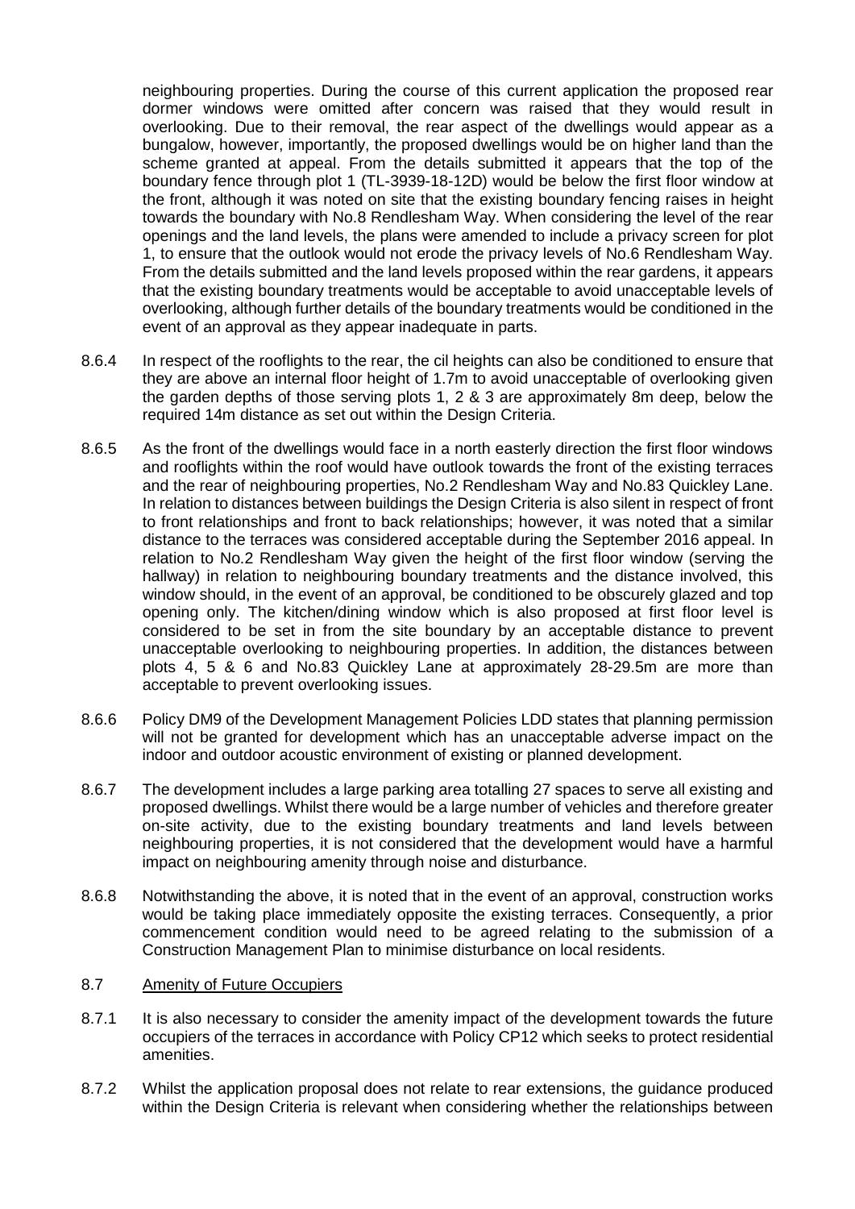neighbouring properties. During the course of this current application the proposed rear dormer windows were omitted after concern was raised that they would result in overlooking. Due to their removal, the rear aspect of the dwellings would appear as a bungalow, however, importantly, the proposed dwellings would be on higher land than the scheme granted at appeal. From the details submitted it appears that the top of the boundary fence through plot 1 (TL-3939-18-12D) would be below the first floor window at the front, although it was noted on site that the existing boundary fencing raises in height towards the boundary with No.8 Rendlesham Way. When considering the level of the rear openings and the land levels, the plans were amended to include a privacy screen for plot 1, to ensure that the outlook would not erode the privacy levels of No.6 Rendlesham Way. From the details submitted and the land levels proposed within the rear gardens, it appears that the existing boundary treatments would be acceptable to avoid unacceptable levels of overlooking, although further details of the boundary treatments would be conditioned in the event of an approval as they appear inadequate in parts.

8.6.4 In respect of the rooflights to the rear, the cil heights can also be conditioned to ensure that they are above an internal floor height of 1.7m to avoid unacceptable of overlooking given the garden depths of those serving plots 1, 2 & 3 are approximately 8m deep, below the required 14m distance as set out within the Design Criteria.

8.6.5 As the front of the dwellings would face in a north easterly direction the first floor windows and rooflights within the roof would have outlook towards the front of the existing terraces and the rear of neighbouring properties, No.2 Rendlesham Way and No.83 Quickley Lane. In relation to distances between buildings the Design Criteria is also silent in respect of front to front relationships and front to back relationships; however, it was noted that a similar distance to the terraces was considered acceptable during the September 2016 appeal. In relation to No.2 Rendlesham Way given the height of the first floor window (serving the hallway) in relation to neighbouring boundary treatments and the distance involved, this window should, in the event of an approval, be conditioned to be obscurely glazed and top opening only. The kitchen/dining window which is also proposed at first floor level is considered to be set in from the site boundary by an acceptable distance to prevent unacceptable overlooking to neighbouring properties. In addition, the distances between plots 4, 5 & 6 and No.83 Quickley Lane at approximately 28-29.5m are more than acceptable to prevent overlooking issues.

8.6.6 Policy DM9 of the Development Management Policies LDD states that planning permission will not be granted for development which has an unacceptable adverse impact on the indoor and outdoor acoustic environment of existing or planned development.

8.6.7 The development includes a large parking area totalling 27 spaces to serve all existing and proposed dwellings. Whilst there would be a large number of vehicles and therefore greater on-site activity, due to the existing boundary treatments and land levels between neighbouring properties, it is not considered that the development would have a harmful impact on neighbouring amenity through noise and disturbance.

8.6.8 Notwithstanding the above, it is noted that in the event of an approval, construction works would be taking place immediately opposite the existing terraces. Consequently, a prior commencement condition would need to be agreed relating to the submission of a Construction Management Plan to minimise disturbance on local residents.

8.7 <u>Amenity of Future Occupiers</u>

8.7.1 It is also necessary to consider the amenity impact of the development towards the future occupiers of the terraces in accordance with Policy CP12 which seeks to protect residential amenities.

8.7.2 Whilst the application proposal does not relate to rear extensions, the guidance produced within the Design Criteria is relevant when considering whether the relationships between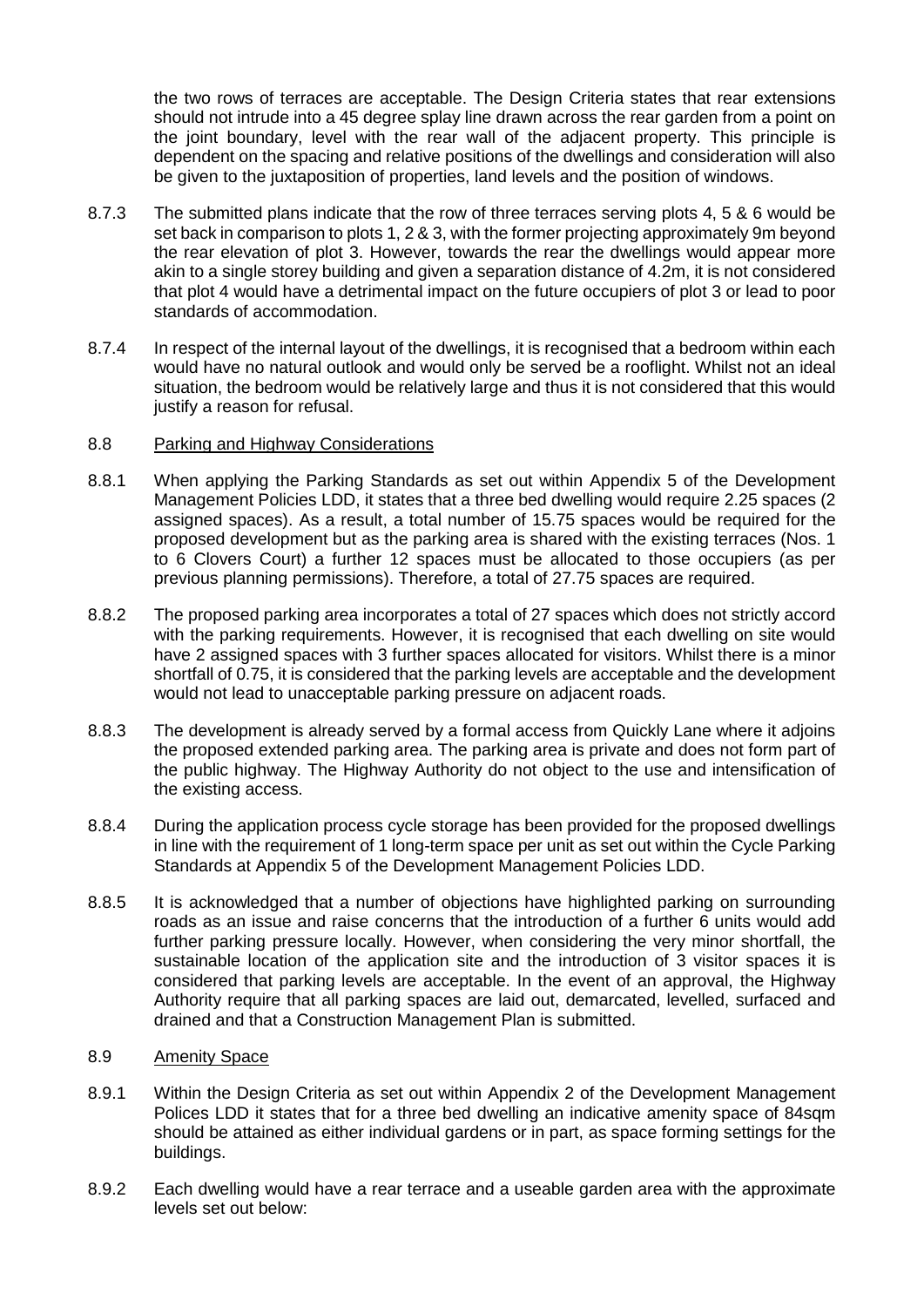the two rows of terraces are acceptable. The Design Criteria states that rear extensions should not intrude into a 45 degree splay line drawn across the rear garden from a point on the joint boundary, level with the rear wall of the adjacent property. This principle is dependent on the spacing and relative positions of the dwellings and consideration will also be given to the juxtaposition of properties, land levels and the position of windows.

8.7.3 The submitted plans indicate that the row of three terraces serving plots 4, 5 & 6 would be set back in comparison to plots 1, 2 & 3, with the former projecting approximately 9m beyond the rear elevation of plot 3. However, towards the rear the dwellings would appear more akin to a single storey building and given a separation distance of 4.2m, it is not considered that plot 4 would have a detrimental impact on the future occupiers of plot 3 or lead to poor standards of accommodation.

8.7.4 In respect of the internal layout of the dwellings, it is recognised that a bedroom within each would have no natural outlook and would only be served be a rooflight. Whilst not an ideal situation, the bedroom would be relatively large and thus it is not considered that this would justify a reason for refusal.

## 8.8 Parking and Highway Considerations

8.8.1 When applying the Parking Standards as set out within Appendix 5 of the Development Management Policies LDD, it states that a three bed dwelling would require 2.25 spaces (2 assigned spaces). As a result, a total number of 15.75 spaces would be required for the proposed development but as the parking area is shared with the existing terraces (Nos. 1 to 6 Clovers Court) a further 12 spaces must be allocated to those occupiers (as per previous planning permissions). Therefore, a total of 27.75 spaces are required.

8.8.2 The proposed parking area incorporates a total of 27 spaces which does not strictly accord with the parking requirements. However, it is recognised that each dwelling on site would have 2 assigned spaces with 3 further spaces allocated for visitors. Whilst there is a minor shortfall of 0.75, it is considered that the parking levels are acceptable and the development would not lead to unacceptable parking pressure on adjacent roads.

8.8.3 The development is already served by a formal access from Quickly Lane where it adjoins the proposed extended parking area. The parking area is private and does not form part of the public highway. The Highway Authority do not object to the use and intensification of the existing access.

8.8.4 During the application process cycle storage has been provided for the proposed dwellings in line with the requirement of 1 long-term space per unit as set out within the Cycle Parking Standards at Appendix 5 of the Development Management Policies LDD.

8.8.5 It is acknowledged that a number of objections have highlighted parking on surrounding roads as an issue and raise concerns that the introduction of a further 6 units would add further parking pressure locally. However, when considering the very minor shortfall, the sustainable location of the application site and the introduction of 3 visitor spaces it is considered that parking levels are acceptable. In the event of an approval, the Highway Authority require that all parking spaces are laid out, demarcated, levelled, surfaced and drained and that a Construction Management Plan is submitted.

## 8.9 Amenity Space

8.9.1 Within the Design Criteria as set out within Appendix 2 of the Development Management Polices LDD it states that for a three bed dwelling an indicative amenity space of 84sqm should be attained as either individual gardens or in part, as space forming settings for the buildings.

8.9.2 Each dwelling would have a rear terrace and a useable garden area with the approximate levels set out below: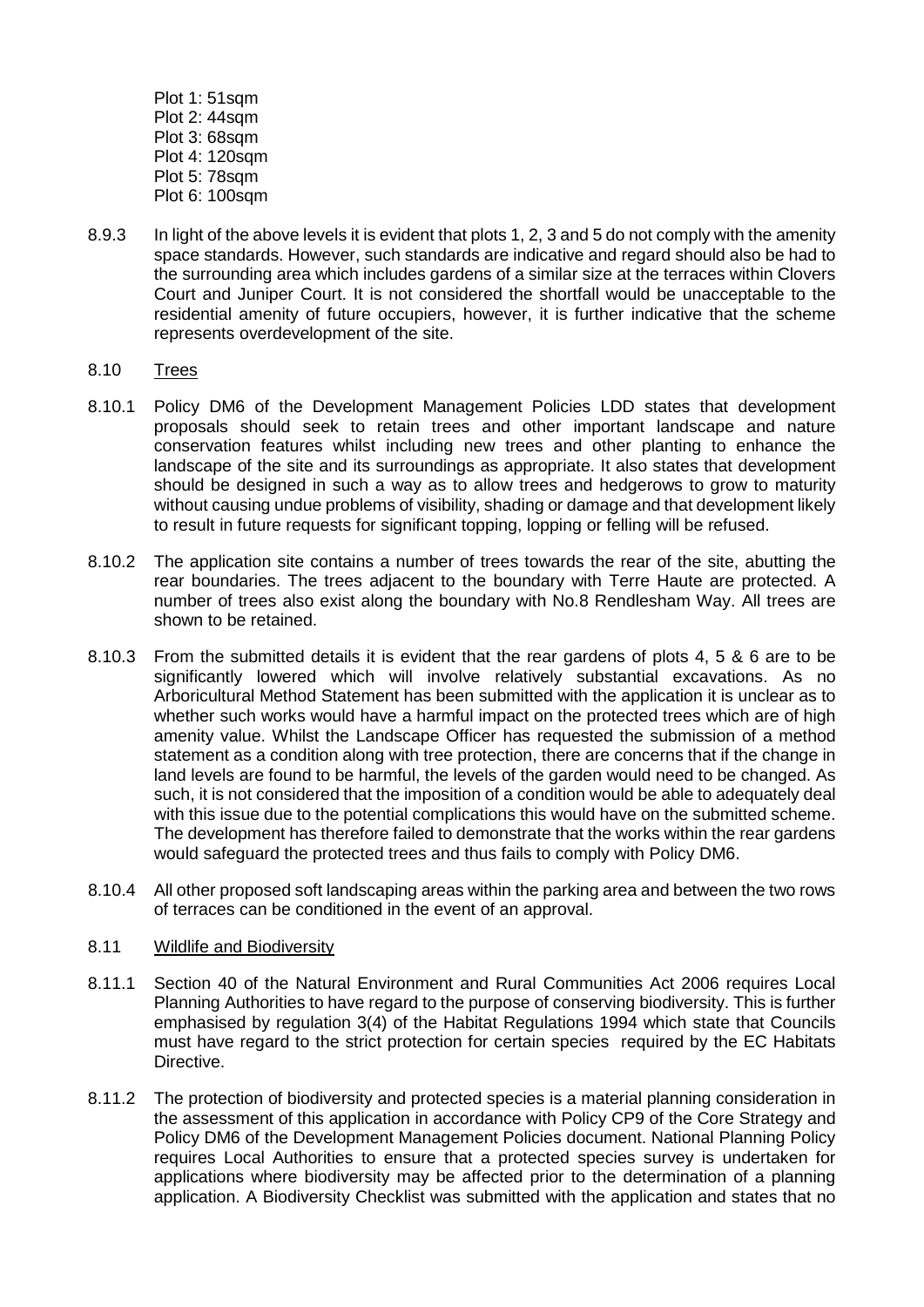Plot 1: 51sqm  
Plot 2: 44sqm  
Plot 3: 68sqm  
Plot 4: 120sqm  
Plot 5: 78sqm  
Plot 6: 100sqm

8.9.3 In light of the above levels it is evident that plots 1, 2, 3 and 5 do not comply with the amenity space standards. However, such standards are indicative and regard should also be had to the surrounding area which includes gardens of a similar size at the terraces within Clovers Court and Juniper Court. It is not considered the shortfall would be unacceptable to the residential amenity of future occupiers, however, it is further indicative that the scheme represents overdevelopment of the site.

8.10 Trees

8.10.1 Policy DM6 of the Development Management Policies LDD states that development proposals should seek to retain trees and other important landscape and nature conservation features whilst including new trees and other planting to enhance the landscape of the site and its surroundings as appropriate. It also states that development should be designed in such a way as to allow trees and hedgerows to grow to maturity without causing undue problems of visibility, shading or damage and that development likely to result in future requests for significant topping, lopping or felling will be refused.

8.10.2 The application site contains a number of trees towards the rear of the site, abutting the rear boundaries. The trees adjacent to the boundary with Terre Haute are protected. A number of trees also exist along the boundary with No.8 Rendlesham Way. All trees are shown to be retained.

8.10.3 From the submitted details it is evident that the rear gardens of plots 4, 5 & 6 are to be significantly lowered which will involve relatively substantial excavations. As no Arboricultural Method Statement has been submitted with the application it is unclear as to whether such works would have a harmful impact on the protected trees which are of high amenity value. Whilst the Landscape Officer has requested the submission of a method statement as a condition along with tree protection, there are concerns that if the change in land levels are found to be harmful, the levels of the garden would need to be changed. As such, it is not considered that the imposition of a condition would be able to adequately deal with this issue due to the potential complications this would have on the submitted scheme. The development has therefore failed to demonstrate that the works within the rear gardens would safeguard the protected trees and thus fails to comply with Policy DM6.

8.10.4 All other proposed soft landscaping areas within the parking area and between the two rows of terraces can be conditioned in the event of an approval.

8.11 Wildlife and Biodiversity

8.11.1 Section 40 of the Natural Environment and Rural Communities Act 2006 requires Local Planning Authorities to have regard to the purpose of conserving biodiversity. This is further emphasised by regulation 3(4) of the Habitat Regulations 1994 which state that Councils must have regard to the strict protection for certain species required by the EC Habitats Directive.

8.11.2 The protection of biodiversity and protected species is a material planning consideration in the assessment of this application in accordance with Policy CP9 of the Core Strategy and Policy DM6 of the Development Management Policies document. National Planning Policy requires Local Authorities to ensure that a protected species survey is undertaken for applications where biodiversity may be affected prior to the determination of a planning application. A Biodiversity Checklist was submitted with the application and states that no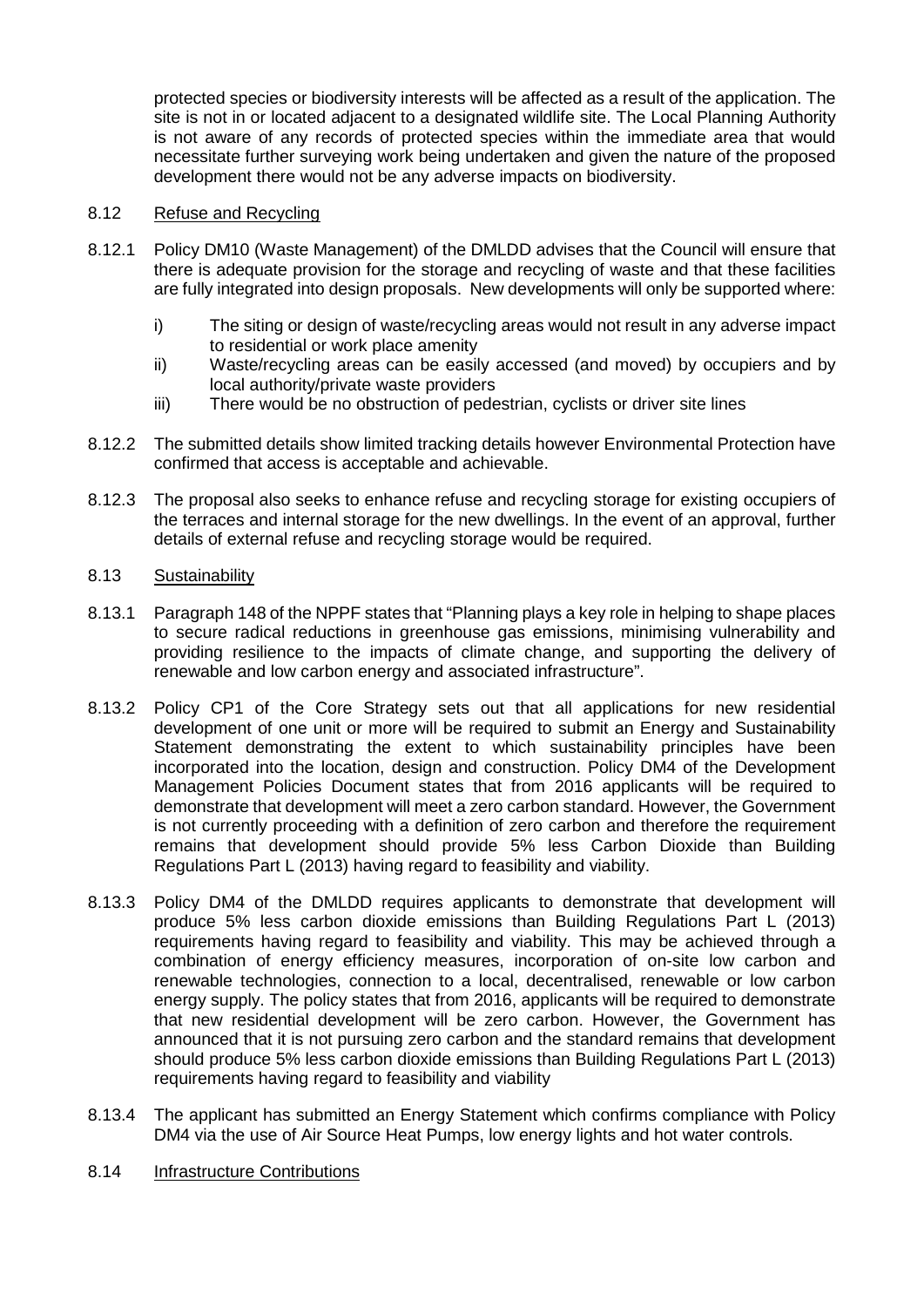protected species or biodiversity interests will be affected as a result of the application. The site is not in or located adjacent to a designated wildlife site. The Local Planning Authority is not aware of any records of protected species within the immediate area that would necessitate further surveying work being undertaken and given the nature of the proposed development there would not be any adverse impacts on biodiversity.

8.12 Refuse and Recycling

8.12.1 Policy DM10 (Waste Management) of the DMLDD advises that the Council will ensure that there is adequate provision for the storage and recycling of waste and that these facilities are fully integrated into design proposals. New developments will only be supported where:

i) The siting or design of waste/recycling areas would not result in any adverse impact to residential or work place amenity
ii) Waste/recycling areas can be easily accessed (and moved) by occupiers and by local authority/private waste providers
iii) There would be no obstruction of pedestrian, cyclists or driver site lines

8.12.2 The submitted details show limited tracking details however Environmental Protection have confirmed that access is acceptable and achievable.

8.12.3 The proposal also seeks to enhance refuse and recycling storage for existing occupiers of the terraces and internal storage for the new dwellings. In the event of an approval, further details of external refuse and recycling storage would be required.

8.13 Sustainability

8.13.1 Paragraph 148 of the NPPF states that "Planning plays a key role in helping to shape places to secure radical reductions in greenhouse gas emissions, minimising vulnerability and providing resilience to the impacts of climate change, and supporting the delivery of renewable and low carbon energy and associated infrastructure".

8.13.2 Policy CP1 of the Core Strategy sets out that all applications for new residential development of one unit or more will be required to submit an Energy and Sustainability Statement demonstrating the extent to which sustainability principles have been incorporated into the location, design and construction. Policy DM4 of the Development Management Policies Document states that from 2016 applicants will be required to demonstrate that development will meet a zero carbon standard. However, the Government is not currently proceeding with a definition of zero carbon and therefore the requirement remains that development should provide 5% less Carbon Dioxide than Building Regulations Part L (2013) having regard to feasibility and viability.

8.13.3 Policy DM4 of the DMLDD requires applicants to demonstrate that development will produce 5% less carbon dioxide emissions than Building Regulations Part L (2013) requirements having regard to feasibility and viability. This may be achieved through a combination of energy efficiency measures, incorporation of on-site low carbon and renewable technologies, connection to a local, decentralised, renewable or low carbon energy supply. The policy states that from 2016, applicants will be required to demonstrate that new residential development will be zero carbon. However, the Government has announced that it is not pursuing zero carbon and the standard remains that development should produce 5% less carbon dioxide emissions than Building Regulations Part L (2013) requirements having regard to feasibility and viability

8.13.4 The applicant has submitted an Energy Statement which confirms compliance with Policy DM4 via the use of Air Source Heat Pumps, low energy lights and hot water controls.

8.14 Infrastructure Contributions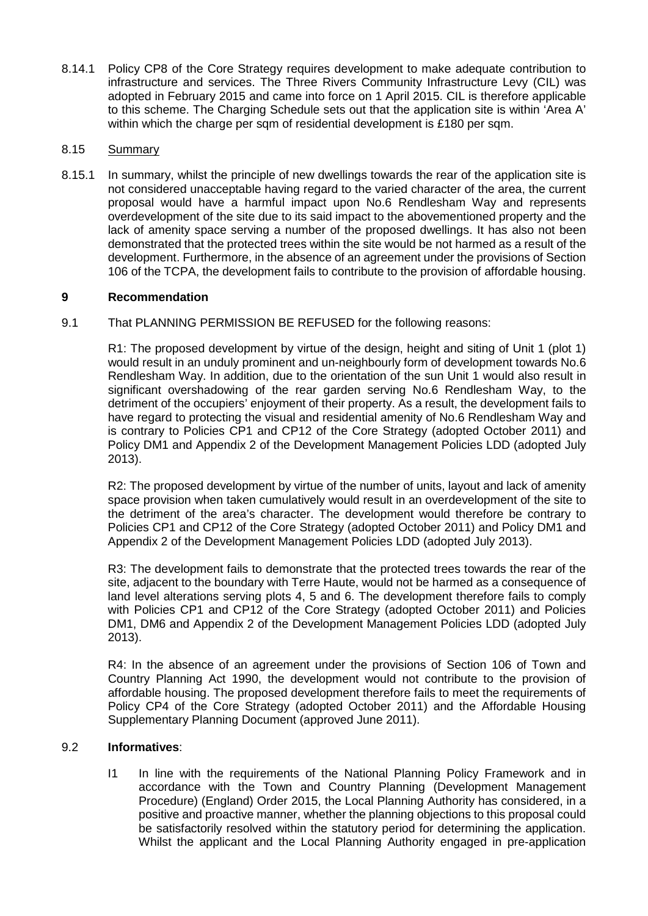8.14.1 Policy CP8 of the Core Strategy requires development to make adequate contribution to infrastructure and services. The Three Rivers Community Infrastructure Levy (CIL) was adopted in February 2015 and came into force on 1 April 2015. CIL is therefore applicable to this scheme. The Charging Schedule sets out that the application site is within 'Area A' within which the charge per sqm of residential development is £180 per sqm.

8.15 Summary

8.15.1 In summary, whilst the principle of new dwellings towards the rear of the application site is not considered unacceptable having regard to the varied character of the area, the current proposal would have a harmful impact upon No.6 Rendlesham Way and represents overdevelopment of the site due to its said impact to the abovementioned property and the lack of amenity space serving a number of the proposed dwellings. It has also not been demonstrated that the protected trees within the site would be not harmed as a result of the development. Furthermore, in the absence of an agreement under the provisions of Section 106 of the TCPA, the development fails to contribute to the provision of affordable housing.

## 9 Recommendation

9.1 That PLANNING PERMISSION BE REFUSED for the following reasons:

R1: The proposed development by virtue of the design, height and siting of Unit 1 (plot 1) would result in an unduly prominent and un-neighbourly form of development towards No.6 Rendlesham Way. In addition, due to the orientation of the sun Unit 1 would also result in significant overshadowing of the rear garden serving No.6 Rendlesham Way, to the detriment of the occupiers' enjoyment of their property. As a result, the development fails to have regard to protecting the visual and residential amenity of No.6 Rendlesham Way and is contrary to Policies CP1 and CP12 of the Core Strategy (adopted October 2011) and Policy DM1 and Appendix 2 of the Development Management Policies LDD (adopted July 2013).

R2: The proposed development by virtue of the number of units, layout and lack of amenity space provision when taken cumulatively would result in an overdevelopment of the site to the detriment of the area's character. The development would therefore be contrary to Policies CP1 and CP12 of the Core Strategy (adopted October 2011) and Policy DM1 and Appendix 2 of the Development Management Policies LDD (adopted July 2013).

R3: The development fails to demonstrate that the protected trees towards the rear of the site, adjacent to the boundary with Terre Haute, would not be harmed as a consequence of land level alterations serving plots 4, 5 and 6. The development therefore fails to comply with Policies CP1 and CP12 of the Core Strategy (adopted October 2011) and Policies DM1, DM6 and Appendix 2 of the Development Management Policies LDD (adopted July 2013).

R4: In the absence of an agreement under the provisions of Section 106 of Town and Country Planning Act 1990, the development would not contribute to the provision of affordable housing. The proposed development therefore fails to meet the requirements of Policy CP4 of the Core Strategy (adopted October 2011) and the Affordable Housing Supplementary Planning Document (approved June 2011).

9.2 **Informatives**:

I1 In line with the requirements of the National Planning Policy Framework and in accordance with the Town and Country Planning (Development Management Procedure) (England) Order 2015, the Local Planning Authority has considered, in a positive and proactive manner, whether the planning objections to this proposal could be satisfactorily resolved within the statutory period for determining the application. Whilst the applicant and the Local Planning Authority engaged in pre-application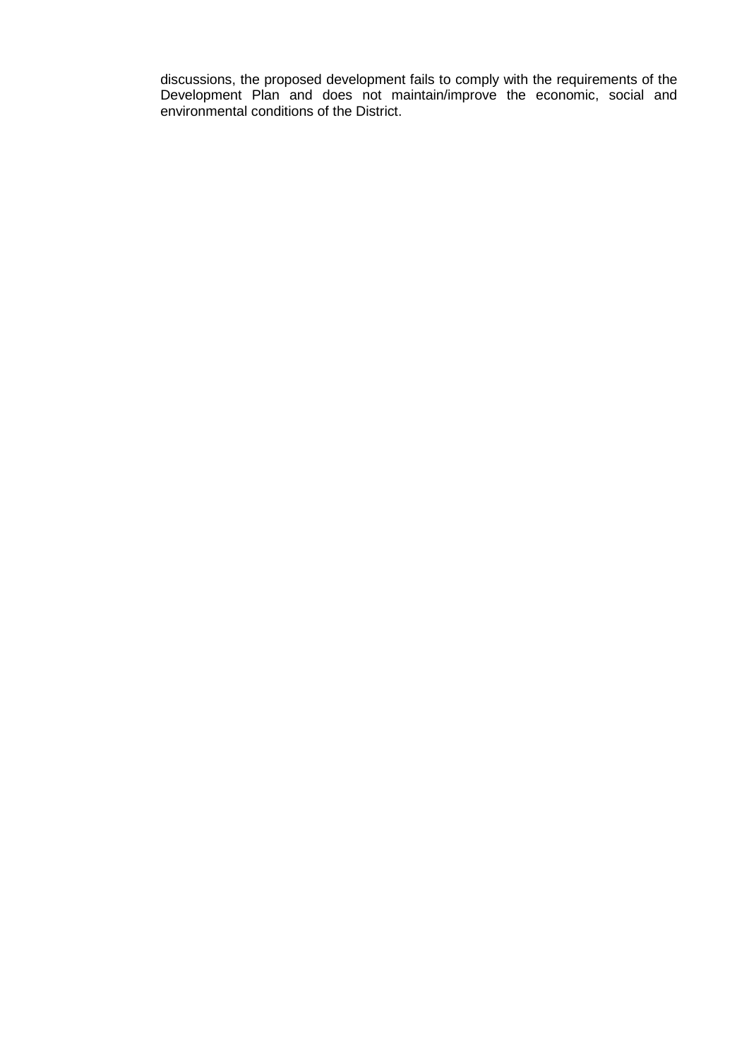discussions, the proposed development fails to comply with the requirements of the Development Plan and does not maintain/improve the economic, social and environmental conditions of the District.